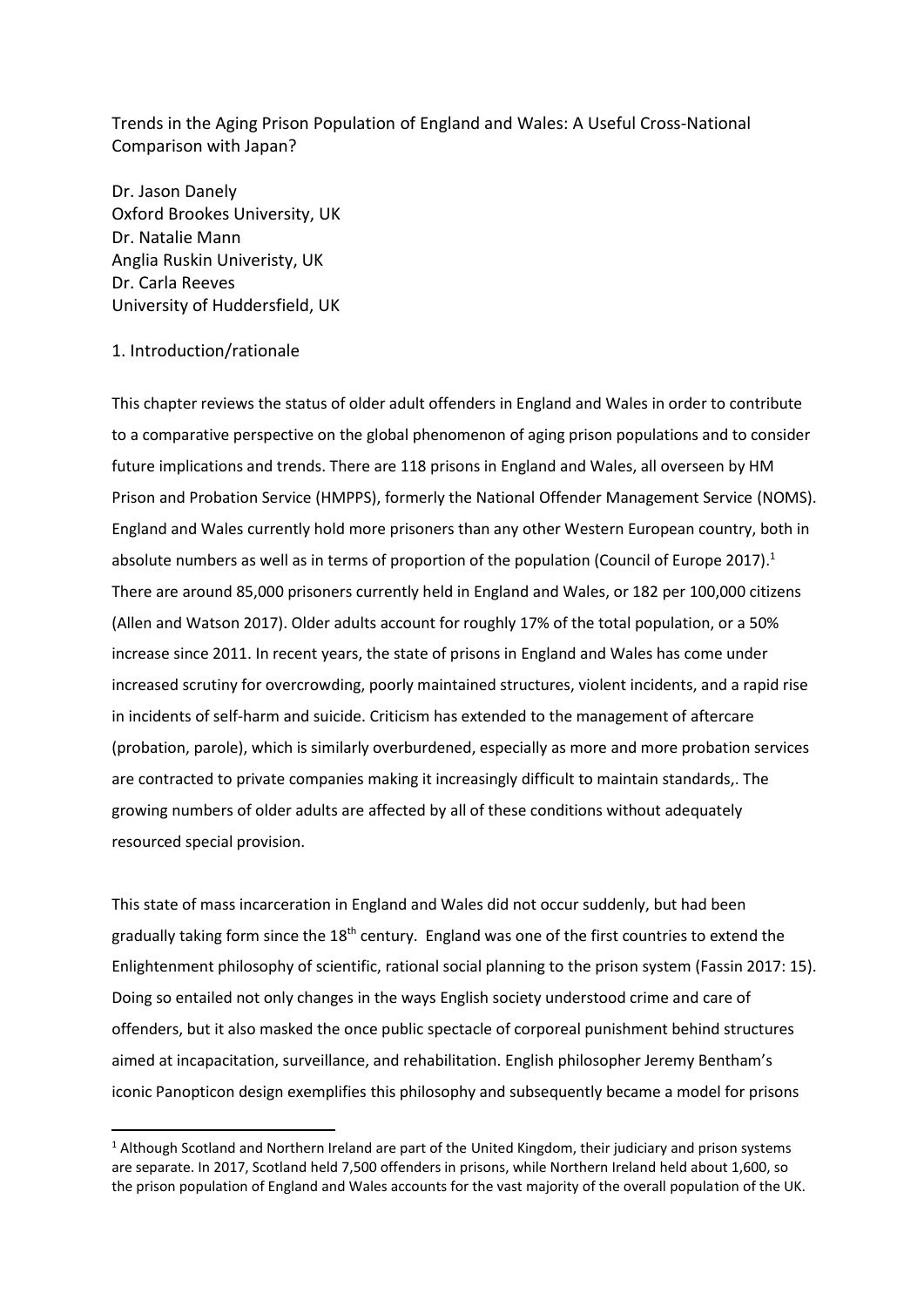Trends in the Aging Prison Population of England and Wales: A Useful Cross-National Comparison with Japan?

Dr. Jason Danely
Oxford Brookes University, UK
Dr. Natalie Mann
Anglia Ruskin Univeristy, UK
Dr. Carla Reeves
University of Huddersfield, UK

## 1. Introduction/rationale

This chapter reviews the status of older adult offenders in England and Wales in order to contribute to a comparative perspective on the global phenomenon of aging prison populations and to consider future implications and trends. There are 118 prisons in England and Wales, all overseen by HM Prison and Probation Service (HMPPS), formerly the National Offender Management Service (NOMS). England and Wales currently hold more prisoners than any other Western European country, both in absolute numbers as well as in terms of proportion of the population (Council of Europe 2017).[1] There are around 85,000 prisoners currently held in England and Wales, or 182 per 100,000 citizens (Allen and Watson 2017). Older adults account for roughly 17% of the total population, or a 50% increase since 2011. In recent years, the state of prisons in England and Wales has come under increased scrutiny for overcrowding, poorly maintained structures, violent incidents, and a rapid rise in incidents of self-harm and suicide. Criticism has extended to the management of aftercare (probation, parole), which is similarly overburdened, especially as more and more probation services are contracted to private companies making it increasingly difficult to maintain standards,. The growing numbers of older adults are affected by all of these conditions without adequately resourced special provision.

This state of mass incarceration in England and Wales did not occur suddenly, but had been gradually taking form since the 18th century. England was one of the first countries to extend the Enlightenment philosophy of scientific, rational social planning to the prison system (Fassin 2017: 15). Doing so entailed not only changes in the ways English society understood crime and care of offenders, but it also masked the once public spectacle of corporeal punishment behind structures aimed at incapacitation, surveillance, and rehabilitation. English philosopher Jeremy Bentham's iconic Panopticon design exemplifies this philosophy and subsequently became a model for prisons

[1] Although Scotland and Northern Ireland are part of the United Kingdom, their judiciary and prison systems are separate. In 2017, Scotland held 7,500 offenders in prisons, while Northern Ireland held about 1,600, so the prison population of England and Wales accounts for the vast majority of the overall population of the UK.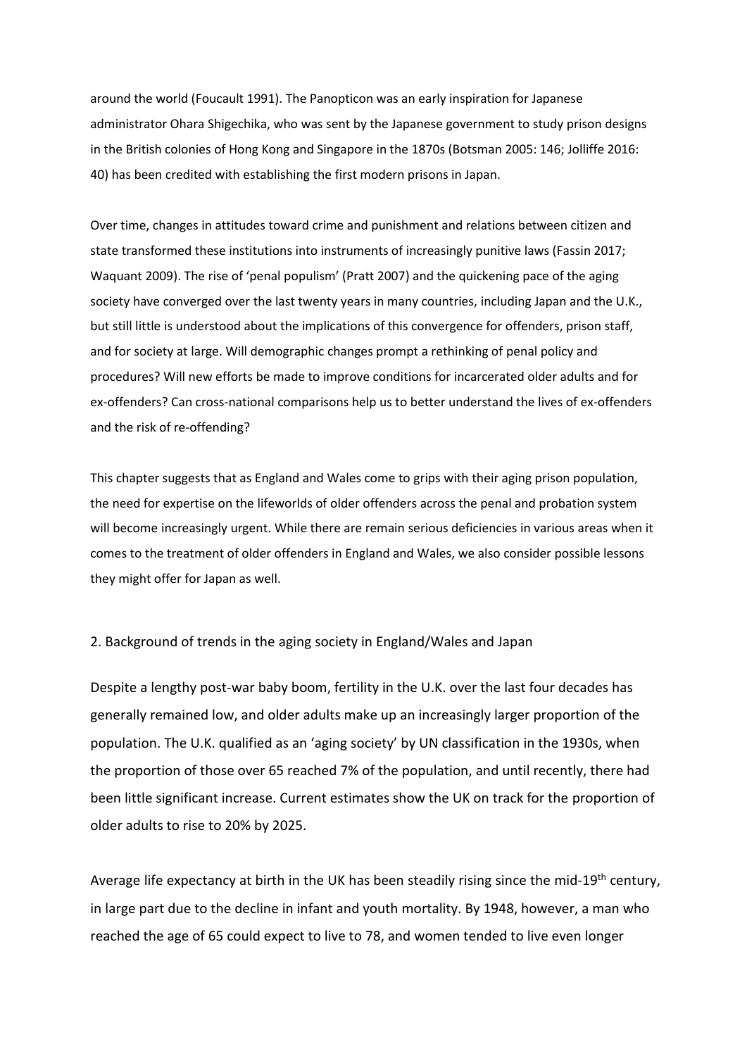around the world (Foucault 1991). The Panopticon was an early inspiration for Japanese administrator Ohara Shigechika, who was sent by the Japanese government to study prison designs in the British colonies of Hong Kong and Singapore in the 1870s (Botsman 2005: 146; Jolliffe 2016: 40) has been credited with establishing the first modern prisons in Japan.

Over time, changes in attitudes toward crime and punishment and relations between citizen and state transformed these institutions into instruments of increasingly punitive laws (Fassin 2017; Waquant 2009). The rise of 'penal populism' (Pratt 2007) and the quickening pace of the aging society have converged over the last twenty years in many countries, including Japan and the U.K., but still little is understood about the implications of this convergence for offenders, prison staff, and for society at large. Will demographic changes prompt a rethinking of penal policy and procedures? Will new efforts be made to improve conditions for incarcerated older adults and for ex-offenders? Can cross-national comparisons help us to better understand the lives of ex-offenders and the risk of re-offending?

This chapter suggests that as England and Wales come to grips with their aging prison population, the need for expertise on the lifeworlds of older offenders across the penal and probation system will become increasingly urgent. While there are remain serious deficiencies in various areas when it comes to the treatment of older offenders in England and Wales, we also consider possible lessons they might offer for Japan as well.

## 2. Background of trends in the aging society in England/Wales and Japan

Despite a lengthy post-war baby boom, fertility in the U.K. over the last four decades has generally remained low, and older adults make up an increasingly larger proportion of the population. The U.K. qualified as an 'aging society' by UN classification in the 1930s, when the proportion of those over 65 reached 7% of the population, and until recently, there had been little significant increase. Current estimates show the UK on track for the proportion of older adults to rise to 20% by 2025.

Average life expectancy at birth in the UK has been steadily rising since the mid-19th century, in large part due to the decline in infant and youth mortality. By 1948, however, a man who reached the age of 65 could expect to live to 78, and women tended to live even longer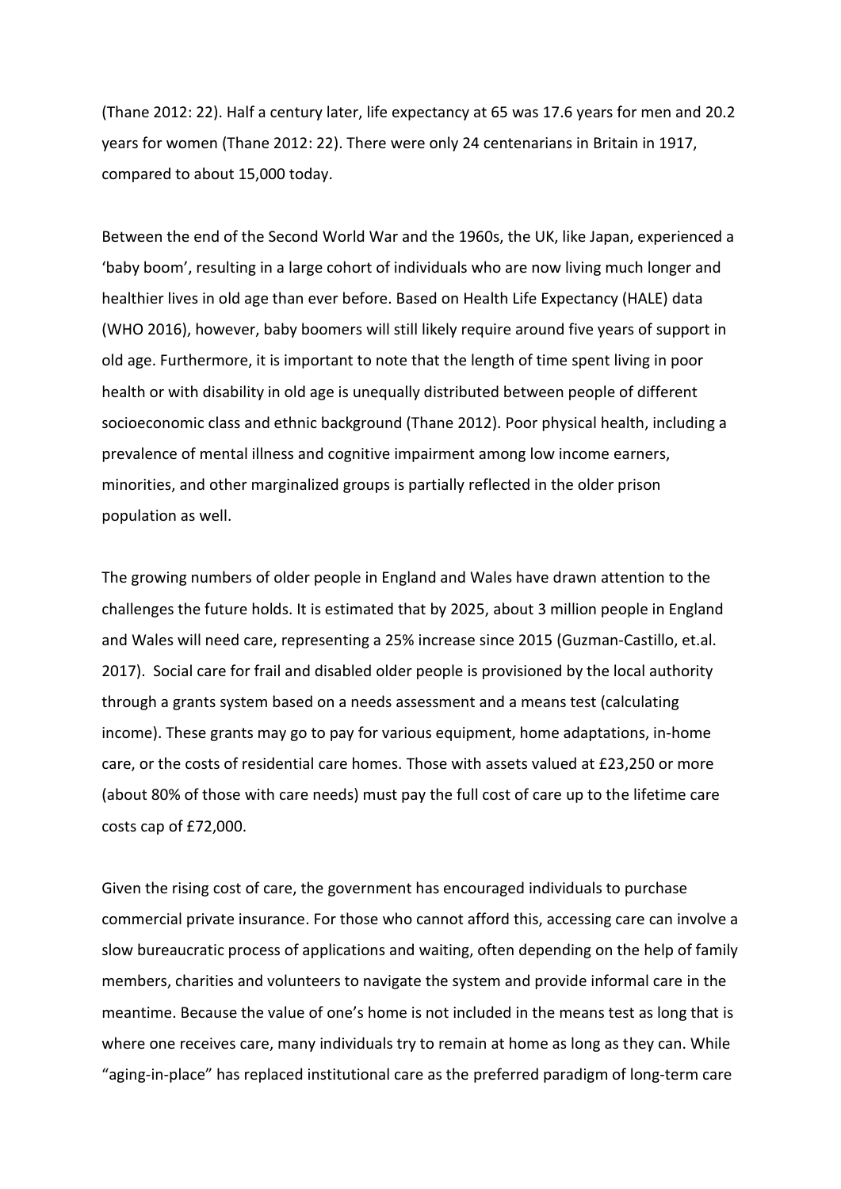(Thane 2012: 22). Half a century later, life expectancy at 65 was 17.6 years for men and 20.2 years for women (Thane 2012: 22). There were only 24 centenarians in Britain in 1917, compared to about 15,000 today.

Between the end of the Second World War and the 1960s, the UK, like Japan, experienced a 'baby boom', resulting in a large cohort of individuals who are now living much longer and healthier lives in old age than ever before. Based on Health Life Expectancy (HALE) data (WHO 2016), however, baby boomers will still likely require around five years of support in old age. Furthermore, it is important to note that the length of time spent living in poor health or with disability in old age is unequally distributed between people of different socioeconomic class and ethnic background (Thane 2012). Poor physical health, including a prevalence of mental illness and cognitive impairment among low income earners, minorities, and other marginalized groups is partially reflected in the older prison population as well.

The growing numbers of older people in England and Wales have drawn attention to the challenges the future holds. It is estimated that by 2025, about 3 million people in England and Wales will need care, representing a 25% increase since 2015 (Guzman-Castillo, et.al. 2017). Social care for frail and disabled older people is provisioned by the local authority through a grants system based on a needs assessment and a means test (calculating income). These grants may go to pay for various equipment, home adaptations, in-home care, or the costs of residential care homes. Those with assets valued at £23,250 or more (about 80% of those with care needs) must pay the full cost of care up to the lifetime care costs cap of £72,000.

Given the rising cost of care, the government has encouraged individuals to purchase commercial private insurance. For those who cannot afford this, accessing care can involve a slow bureaucratic process of applications and waiting, often depending on the help of family members, charities and volunteers to navigate the system and provide informal care in the meantime. Because the value of one's home is not included in the means test as long that is where one receives care, many individuals try to remain at home as long as they can. While "aging-in-place" has replaced institutional care as the preferred paradigm of long-term care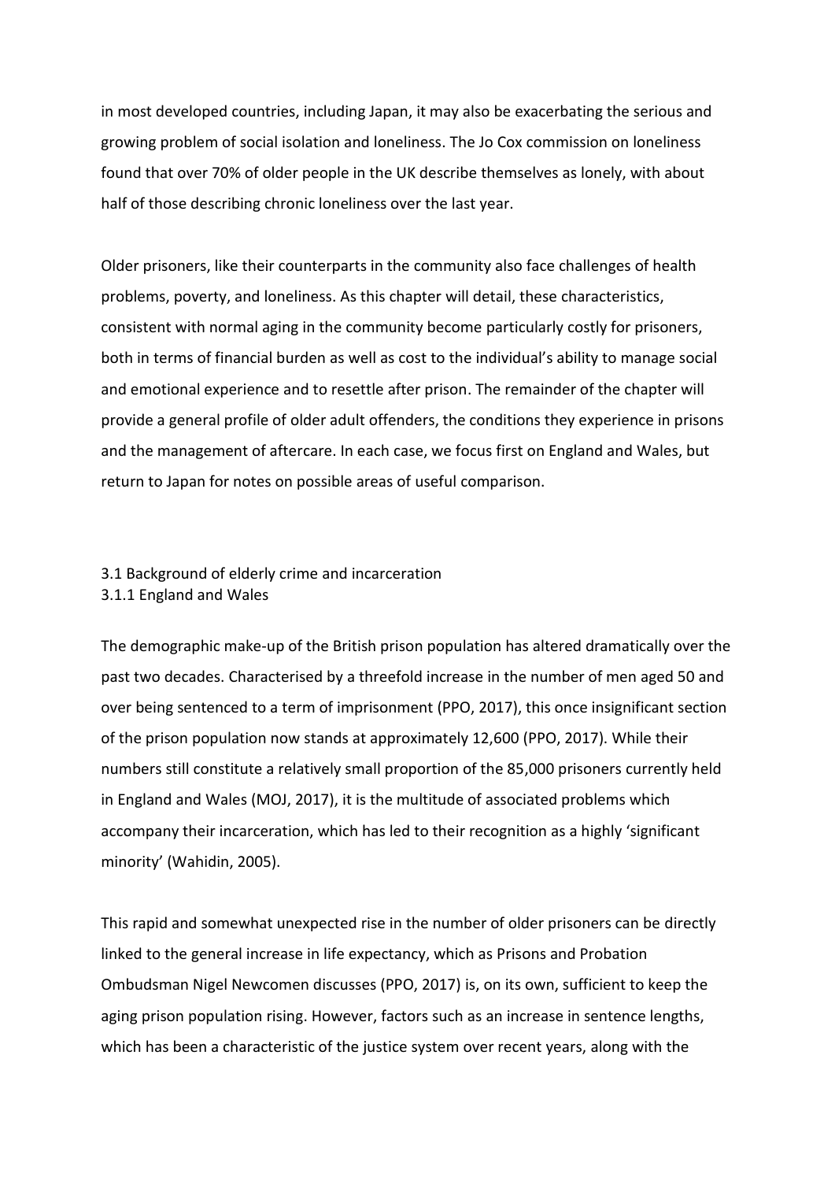in most developed countries, including Japan, it may also be exacerbating the serious and growing problem of social isolation and loneliness. The Jo Cox commission on loneliness found that over 70% of older people in the UK describe themselves as lonely, with about half of those describing chronic loneliness over the last year.

Older prisoners, like their counterparts in the community also face challenges of health problems, poverty, and loneliness. As this chapter will detail, these characteristics, consistent with normal aging in the community become particularly costly for prisoners, both in terms of financial burden as well as cost to the individual's ability to manage social and emotional experience and to resettle after prison. The remainder of the chapter will provide a general profile of older adult offenders, the conditions they experience in prisons and the management of aftercare. In each case, we focus first on England and Wales, but return to Japan for notes on possible areas of useful comparison.

## 3.1 Background of elderly crime and incarceration

### 3.1.1 England and Wales

The demographic make-up of the British prison population has altered dramatically over the past two decades. Characterised by a threefold increase in the number of men aged 50 and over being sentenced to a term of imprisonment (PPO, 2017), this once insignificant section of the prison population now stands at approximately 12,600 (PPO, 2017). While their numbers still constitute a relatively small proportion of the 85,000 prisoners currently held in England and Wales (MOJ, 2017), it is the multitude of associated problems which accompany their incarceration, which has led to their recognition as a highly 'significant minority' (Wahidin, 2005).

This rapid and somewhat unexpected rise in the number of older prisoners can be directly linked to the general increase in life expectancy, which as Prisons and Probation Ombudsman Nigel Newcomen discusses (PPO, 2017) is, on its own, sufficient to keep the aging prison population rising. However, factors such as an increase in sentence lengths, which has been a characteristic of the justice system over recent years, along with the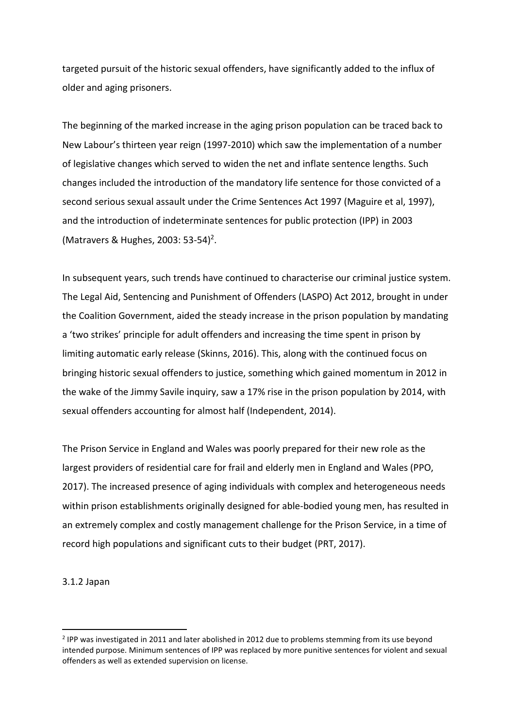targeted pursuit of the historic sexual offenders, have significantly added to the influx of older and aging prisoners.

The beginning of the marked increase in the aging prison population can be traced back to New Labour's thirteen year reign (1997-2010) which saw the implementation of a number of legislative changes which served to widen the net and inflate sentence lengths. Such changes included the introduction of the mandatory life sentence for those convicted of a second serious sexual assault under the Crime Sentences Act 1997 (Maguire et al, 1997), and the introduction of indeterminate sentences for public protection (IPP) in 2003 (Matravers & Hughes, 2003: 53-54)[2].

In subsequent years, such trends have continued to characterise our criminal justice system. The Legal Aid, Sentencing and Punishment of Offenders (LASPO) Act 2012, brought in under the Coalition Government, aided the steady increase in the prison population by mandating a 'two strikes' principle for adult offenders and increasing the time spent in prison by limiting automatic early release (Skinns, 2016). This, along with the continued focus on bringing historic sexual offenders to justice, something which gained momentum in 2012 in the wake of the Jimmy Savile inquiry, saw a 17% rise in the prison population by 2014, with sexual offenders accounting for almost half (Independent, 2014).

The Prison Service in England and Wales was poorly prepared for their new role as the largest providers of residential care for frail and elderly men in England and Wales (PPO, 2017). The increased presence of aging individuals with complex and heterogeneous needs within prison establishments originally designed for able-bodied young men, has resulted in an extremely complex and costly management challenge for the Prison Service, in a time of record high populations and significant cuts to their budget (PRT, 2017).

### 3.1.2 Japan

---

[2] IPP was investigated in 2011 and later abolished in 2012 due to problems stemming from its use beyond intended purpose. Minimum sentences of IPP was replaced by more punitive sentences for violent and sexual offenders as well as extended supervision on license.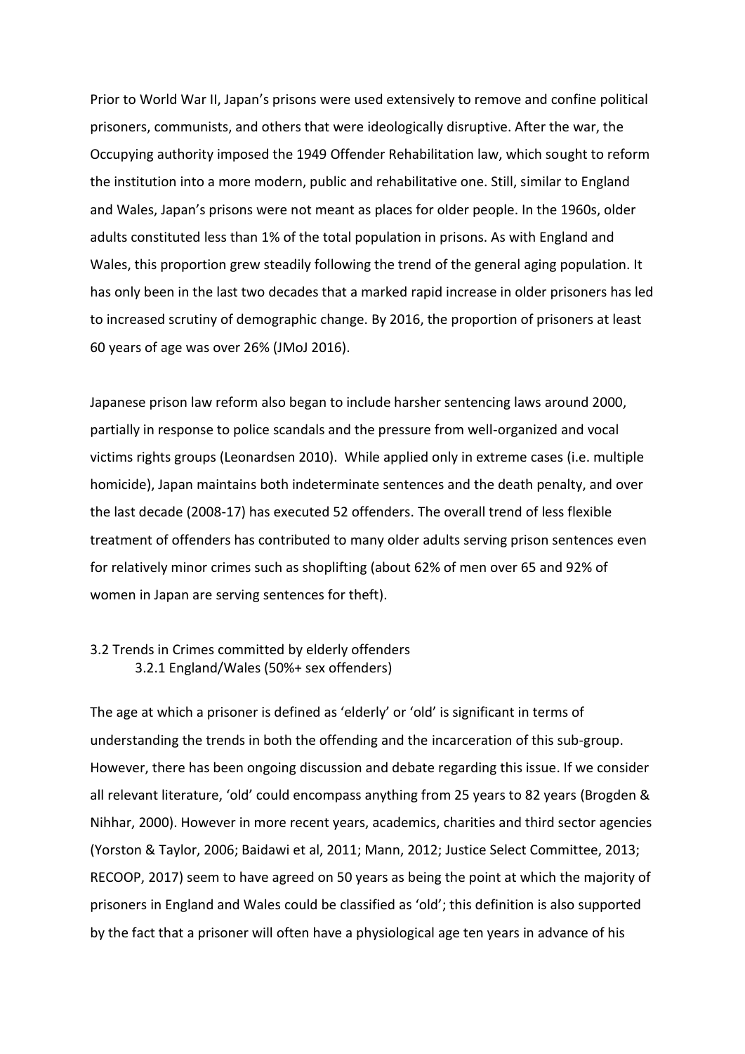Prior to World War II, Japan's prisons were used extensively to remove and confine political prisoners, communists, and others that were ideologically disruptive. After the war, the Occupying authority imposed the 1949 Offender Rehabilitation law, which sought to reform the institution into a more modern, public and rehabilitative one. Still, similar to England and Wales, Japan's prisons were not meant as places for older people. In the 1960s, older adults constituted less than 1% of the total population in prisons. As with England and Wales, this proportion grew steadily following the trend of the general aging population. It has only been in the last two decades that a marked rapid increase in older prisoners has led to increased scrutiny of demographic change. By 2016, the proportion of prisoners at least 60 years of age was over 26% (JMoJ 2016).

Japanese prison law reform also began to include harsher sentencing laws around 2000, partially in response to police scandals and the pressure from well-organized and vocal victims rights groups (Leonardsen 2010). While applied only in extreme cases (i.e. multiple homicide), Japan maintains both indeterminate sentences and the death penalty, and over the last decade (2008-17) has executed 52 offenders. The overall trend of less flexible treatment of offenders has contributed to many older adults serving prison sentences even for relatively minor crimes such as shoplifting (about 62% of men over 65 and 92% of women in Japan are serving sentences for theft).

## 3.2 Trends in Crimes committed by elderly offenders

### 3.2.1 England/Wales (50%+ sex offenders)

The age at which a prisoner is defined as 'elderly' or 'old' is significant in terms of understanding the trends in both the offending and the incarceration of this sub-group. However, there has been ongoing discussion and debate regarding this issue. If we consider all relevant literature, 'old' could encompass anything from 25 years to 82 years (Brogden & Nihhar, 2000). However in more recent years, academics, charities and third sector agencies (Yorston & Taylor, 2006; Baidawi et al, 2011; Mann, 2012; Justice Select Committee, 2013; RECOOP, 2017) seem to have agreed on 50 years as being the point at which the majority of prisoners in England and Wales could be classified as 'old'; this definition is also supported by the fact that a prisoner will often have a physiological age ten years in advance of his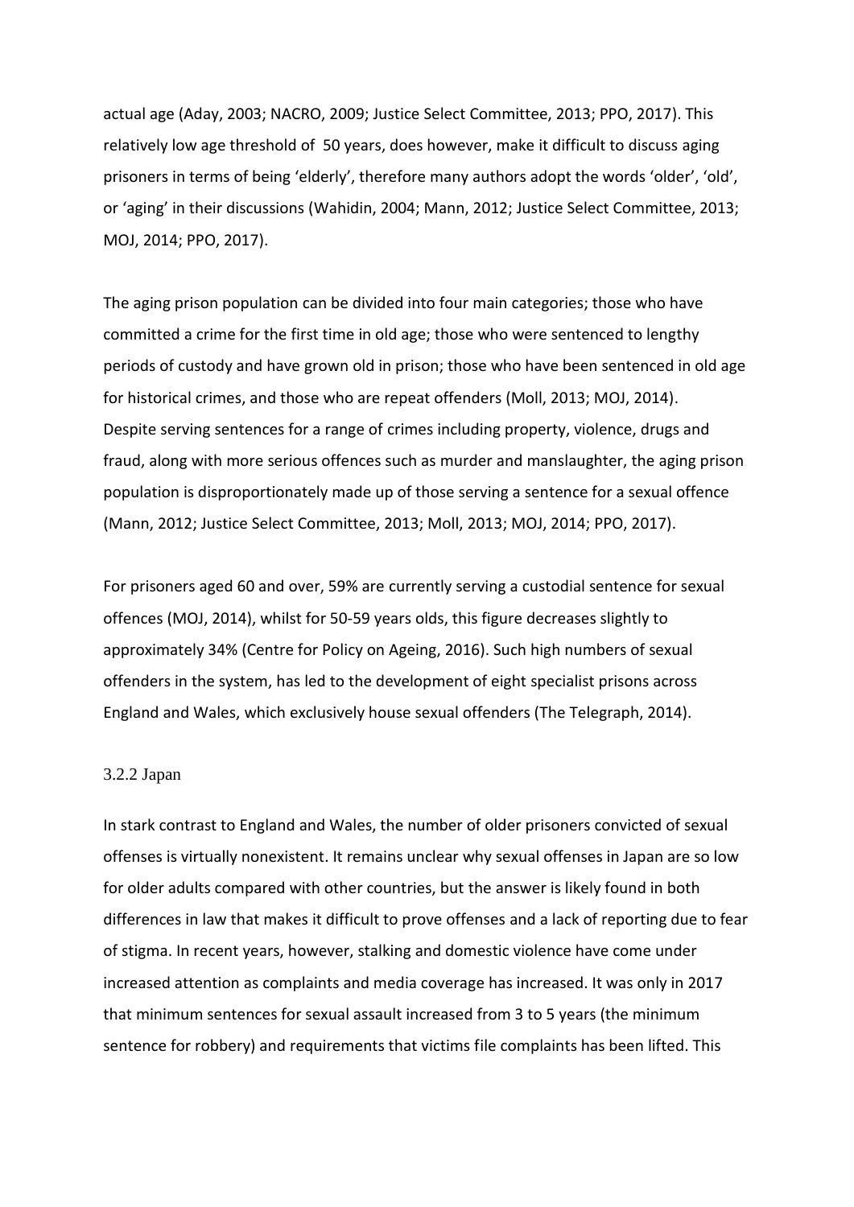actual age (Aday, 2003; NACRO, 2009; Justice Select Committee, 2013; PPO, 2017). This relatively low age threshold of 50 years, does however, make it difficult to discuss aging prisoners in terms of being 'elderly', therefore many authors adopt the words 'older', 'old', or 'aging' in their discussions (Wahidin, 2004; Mann, 2012; Justice Select Committee, 2013; MOJ, 2014; PPO, 2017).

The aging prison population can be divided into four main categories; those who have committed a crime for the first time in old age; those who were sentenced to lengthy periods of custody and have grown old in prison; those who have been sentenced in old age for historical crimes, and those who are repeat offenders (Moll, 2013; MOJ, 2014). Despite serving sentences for a range of crimes including property, violence, drugs and fraud, along with more serious offences such as murder and manslaughter, the aging prison population is disproportionately made up of those serving a sentence for a sexual offence (Mann, 2012; Justice Select Committee, 2013; Moll, 2013; MOJ, 2014; PPO, 2017).

For prisoners aged 60 and over, 59% are currently serving a custodial sentence for sexual offences (MOJ, 2014), whilst for 50-59 years olds, this figure decreases slightly to approximately 34% (Centre for Policy on Ageing, 2016). Such high numbers of sexual offenders in the system, has led to the development of eight specialist prisons across England and Wales, which exclusively house sexual offenders (The Telegraph, 2014).

### 3.2.2 Japan

In stark contrast to England and Wales, the number of older prisoners convicted of sexual offenses is virtually nonexistent. It remains unclear why sexual offenses in Japan are so low for older adults compared with other countries, but the answer is likely found in both differences in law that makes it difficult to prove offenses and a lack of reporting due to fear of stigma. In recent years, however, stalking and domestic violence have come under increased attention as complaints and media coverage has increased. It was only in 2017 that minimum sentences for sexual assault increased from 3 to 5 years (the minimum sentence for robbery) and requirements that victims file complaints has been lifted. This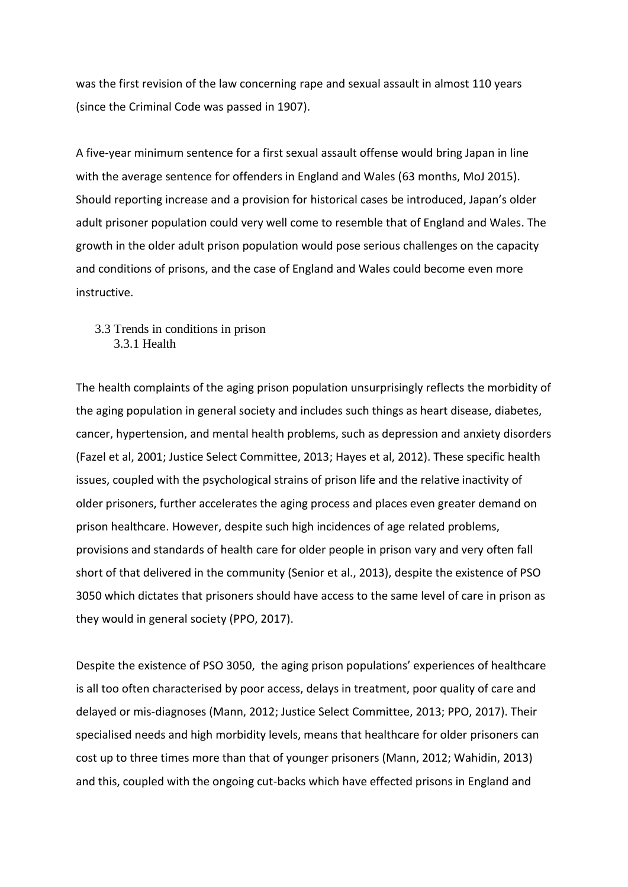was the first revision of the law concerning rape and sexual assault in almost 110 years (since the Criminal Code was passed in 1907).

A five-year minimum sentence for a first sexual assault offense would bring Japan in line with the average sentence for offenders in England and Wales (63 months, MoJ 2015). Should reporting increase and a provision for historical cases be introduced, Japan's older adult prisoner population could very well come to resemble that of England and Wales. The growth in the older adult prison population would pose serious challenges on the capacity and conditions of prisons, and the case of England and Wales could become even more instructive.

### 3.3 Trends in conditions in prison

#### 3.3.1 Health

The health complaints of the aging prison population unsurprisingly reflects the morbidity of the aging population in general society and includes such things as heart disease, diabetes, cancer, hypertension, and mental health problems, such as depression and anxiety disorders (Fazel et al, 2001; Justice Select Committee, 2013; Hayes et al, 2012). These specific health issues, coupled with the psychological strains of prison life and the relative inactivity of older prisoners, further accelerates the aging process and places even greater demand on prison healthcare. However, despite such high incidences of age related problems, provisions and standards of health care for older people in prison vary and very often fall short of that delivered in the community (Senior et al., 2013), despite the existence of PSO 3050 which dictates that prisoners should have access to the same level of care in prison as they would in general society (PPO, 2017).

Despite the existence of PSO 3050, the aging prison populations' experiences of healthcare is all too often characterised by poor access, delays in treatment, poor quality of care and delayed or mis-diagnoses (Mann, 2012; Justice Select Committee, 2013; PPO, 2017). Their specialised needs and high morbidity levels, means that healthcare for older prisoners can cost up to three times more than that of younger prisoners (Mann, 2012; Wahidin, 2013) and this, coupled with the ongoing cut-backs which have effected prisons in England and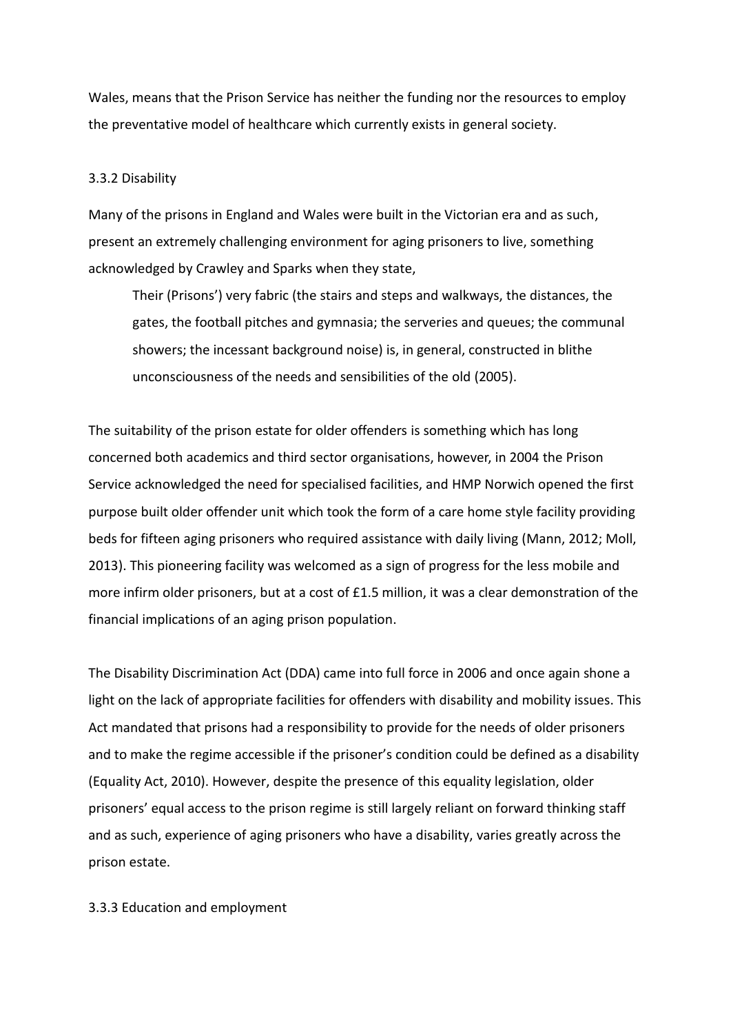Wales, means that the Prison Service has neither the funding nor the resources to employ the preventative model of healthcare which currently exists in general society.

### 3.3.2 Disability

Many of the prisons in England and Wales were built in the Victorian era and as such, present an extremely challenging environment for aging prisoners to live, something acknowledged by Crawley and Sparks when they state,

> Their (Prisons') very fabric (the stairs and steps and walkways, the distances, the gates, the football pitches and gymnasia; the serveries and queues; the communal showers; the incessant background noise) is, in general, constructed in blithe unconsciousness of the needs and sensibilities of the old (2005).

The suitability of the prison estate for older offenders is something which has long concerned both academics and third sector organisations, however, in 2004 the Prison Service acknowledged the need for specialised facilities, and HMP Norwich opened the first purpose built older offender unit which took the form of a care home style facility providing beds for fifteen aging prisoners who required assistance with daily living (Mann, 2012; Moll, 2013). This pioneering facility was welcomed as a sign of progress for the less mobile and more infirm older prisoners, but at a cost of £1.5 million, it was a clear demonstration of the financial implications of an aging prison population.

The Disability Discrimination Act (DDA) came into full force in 2006 and once again shone a light on the lack of appropriate facilities for offenders with disability and mobility issues. This Act mandated that prisons had a responsibility to provide for the needs of older prisoners and to make the regime accessible if the prisoner's condition could be defined as a disability (Equality Act, 2010). However, despite the presence of this equality legislation, older prisoners' equal access to the prison regime is still largely reliant on forward thinking staff and as such, experience of aging prisoners who have a disability, varies greatly across the prison estate.

### 3.3.3 Education and employment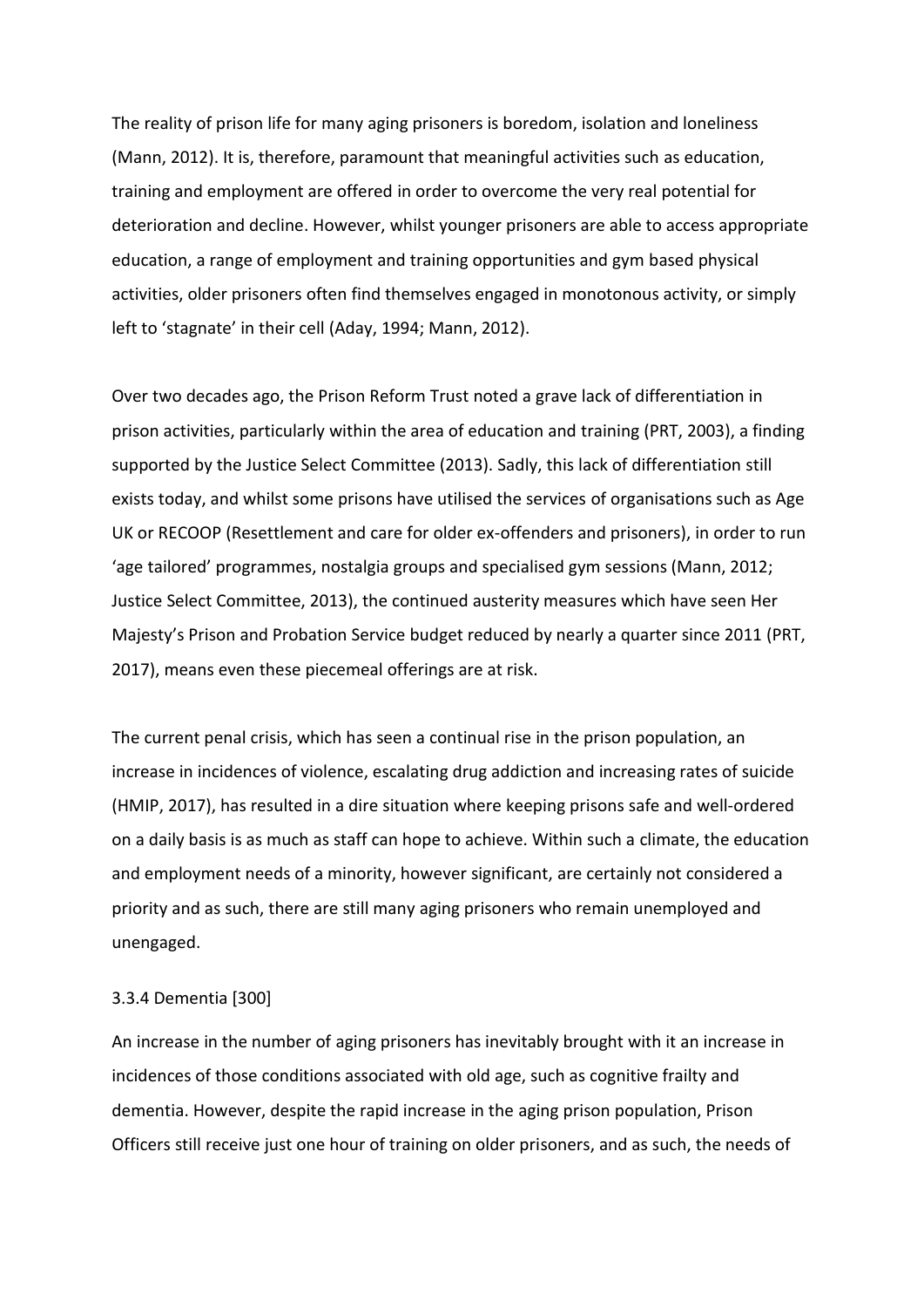The reality of prison life for many aging prisoners is boredom, isolation and loneliness (Mann, 2012). It is, therefore, paramount that meaningful activities such as education, training and employment are offered in order to overcome the very real potential for deterioration and decline. However, whilst younger prisoners are able to access appropriate education, a range of employment and training opportunities and gym based physical activities, older prisoners often find themselves engaged in monotonous activity, or simply left to 'stagnate' in their cell (Aday, 1994; Mann, 2012).

Over two decades ago, the Prison Reform Trust noted a grave lack of differentiation in prison activities, particularly within the area of education and training (PRT, 2003), a finding supported by the Justice Select Committee (2013). Sadly, this lack of differentiation still exists today, and whilst some prisons have utilised the services of organisations such as Age UK or RECOOP (Resettlement and care for older ex-offenders and prisoners), in order to run 'age tailored' programmes, nostalgia groups and specialised gym sessions (Mann, 2012; Justice Select Committee, 2013), the continued austerity measures which have seen Her Majesty's Prison and Probation Service budget reduced by nearly a quarter since 2011 (PRT, 2017), means even these piecemeal offerings are at risk.

The current penal crisis, which has seen a continual rise in the prison population, an increase in incidences of violence, escalating drug addiction and increasing rates of suicide (HMIP, 2017), has resulted in a dire situation where keeping prisons safe and well-ordered on a daily basis is as much as staff can hope to achieve. Within such a climate, the education and employment needs of a minority, however significant, are certainly not considered a priority and as such, there are still many aging prisoners who remain unemployed and unengaged.

### 3.3.4 Dementia [300]

An increase in the number of aging prisoners has inevitably brought with it an increase in incidences of those conditions associated with old age, such as cognitive frailty and dementia. However, despite the rapid increase in the aging prison population, Prison Officers still receive just one hour of training on older prisoners, and as such, the needs of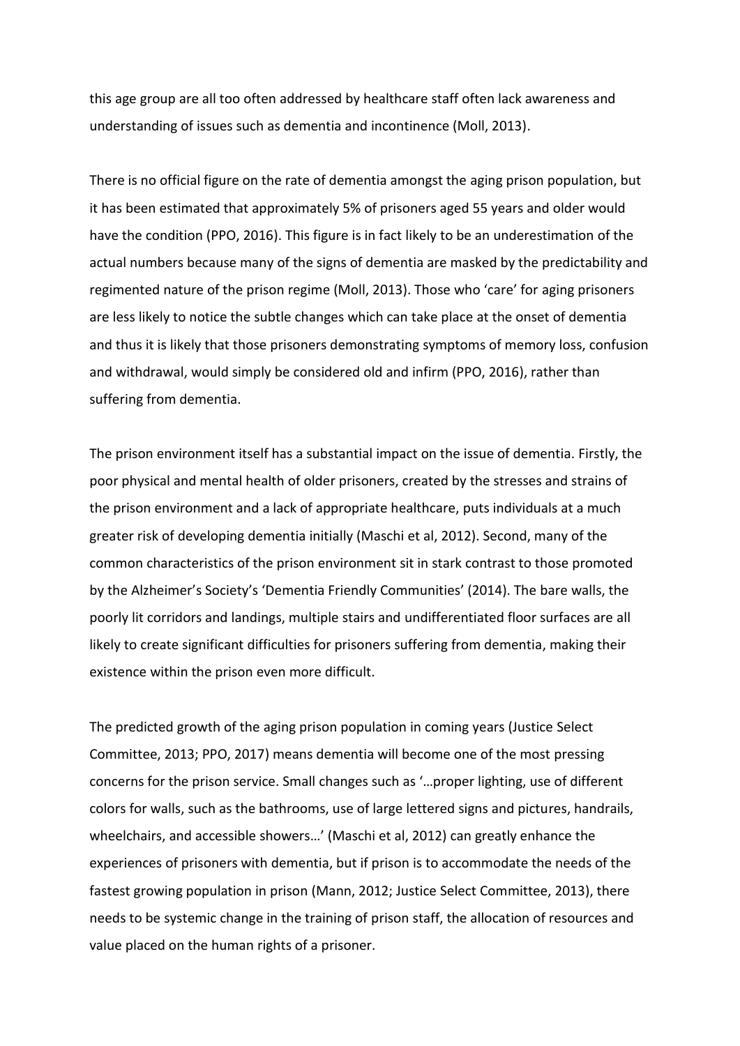this age group are all too often addressed by healthcare staff often lack awareness and understanding of issues such as dementia and incontinence (Moll, 2013).

There is no official figure on the rate of dementia amongst the aging prison population, but it has been estimated that approximately 5% of prisoners aged 55 years and older would have the condition (PPO, 2016). This figure is in fact likely to be an underestimation of the actual numbers because many of the signs of dementia are masked by the predictability and regimented nature of the prison regime (Moll, 2013). Those who 'care' for aging prisoners are less likely to notice the subtle changes which can take place at the onset of dementia and thus it is likely that those prisoners demonstrating symptoms of memory loss, confusion and withdrawal, would simply be considered old and infirm (PPO, 2016), rather than suffering from dementia.

The prison environment itself has a substantial impact on the issue of dementia. Firstly, the poor physical and mental health of older prisoners, created by the stresses and strains of the prison environment and a lack of appropriate healthcare, puts individuals at a much greater risk of developing dementia initially (Maschi et al, 2012). Second, many of the common characteristics of the prison environment sit in stark contrast to those promoted by the Alzheimer's Society's 'Dementia Friendly Communities' (2014). The bare walls, the poorly lit corridors and landings, multiple stairs and undifferentiated floor surfaces are all likely to create significant difficulties for prisoners suffering from dementia, making their existence within the prison even more difficult.

The predicted growth of the aging prison population in coming years (Justice Select Committee, 2013; PPO, 2017) means dementia will become one of the most pressing concerns for the prison service. Small changes such as '…proper lighting, use of different colors for walls, such as the bathrooms, use of large lettered signs and pictures, handrails, wheelchairs, and accessible showers…' (Maschi et al, 2012) can greatly enhance the experiences of prisoners with dementia, but if prison is to accommodate the needs of the fastest growing population in prison (Mann, 2012; Justice Select Committee, 2013), there needs to be systemic change in the training of prison staff, the allocation of resources and value placed on the human rights of a prisoner.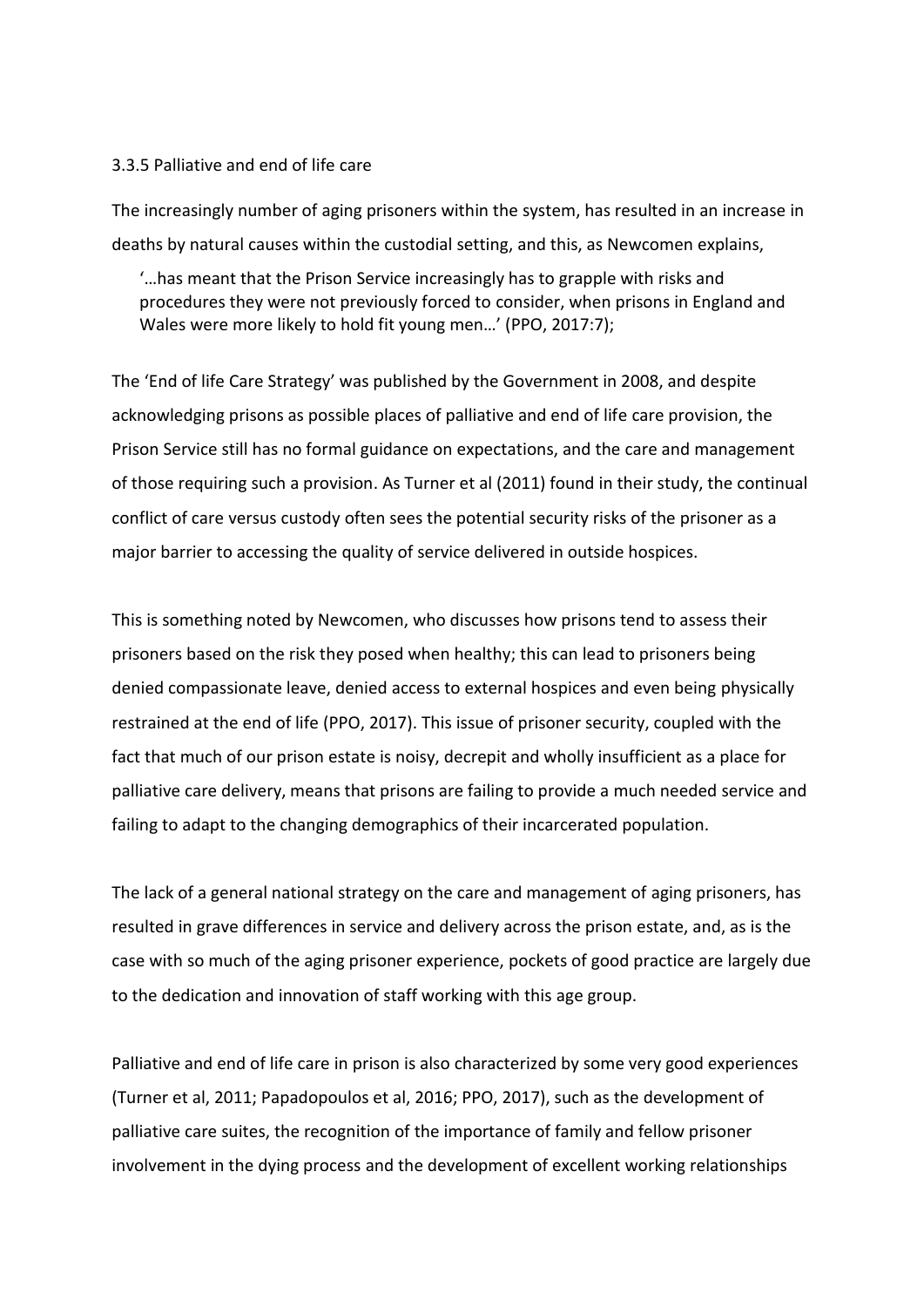### 3.3.5 Palliative and end of life care

The increasingly number of aging prisoners within the system, has resulted in an increase in deaths by natural causes within the custodial setting, and this, as Newcomen explains,

> '…has meant that the Prison Service increasingly has to grapple with risks and procedures they were not previously forced to consider, when prisons in England and Wales were more likely to hold fit young men…' (PPO, 2017:7);

The 'End of life Care Strategy' was published by the Government in 2008, and despite acknowledging prisons as possible places of palliative and end of life care provision, the Prison Service still has no formal guidance on expectations, and the care and management of those requiring such a provision. As Turner et al (2011) found in their study, the continual conflict of care versus custody often sees the potential security risks of the prisoner as a major barrier to accessing the quality of service delivered in outside hospices.

This is something noted by Newcomen, who discusses how prisons tend to assess their prisoners based on the risk they posed when healthy; this can lead to prisoners being denied compassionate leave, denied access to external hospices and even being physically restrained at the end of life (PPO, 2017). This issue of prisoner security, coupled with the fact that much of our prison estate is noisy, decrepit and wholly insufficient as a place for palliative care delivery, means that prisons are failing to provide a much needed service and failing to adapt to the changing demographics of their incarcerated population.

The lack of a general national strategy on the care and management of aging prisoners, has resulted in grave differences in service and delivery across the prison estate, and, as is the case with so much of the aging prisoner experience, pockets of good practice are largely due to the dedication and innovation of staff working with this age group.

Palliative and end of life care in prison is also characterized by some very good experiences (Turner et al, 2011; Papadopoulos et al, 2016; PPO, 2017), such as the development of palliative care suites, the recognition of the importance of family and fellow prisoner involvement in the dying process and the development of excellent working relationships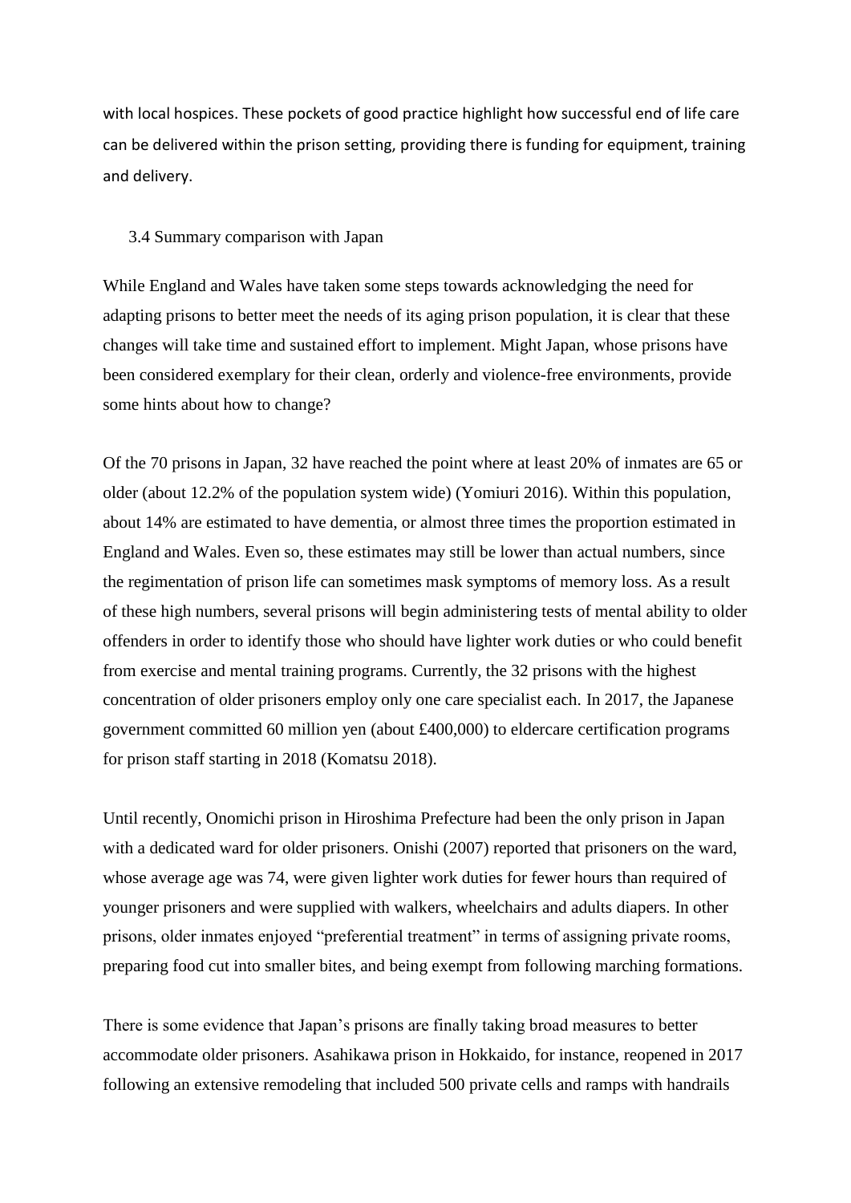with local hospices. These pockets of good practice highlight how successful end of life care can be delivered within the prison setting, providing there is funding for equipment, training and delivery.

### 3.4 Summary comparison with Japan

While England and Wales have taken some steps towards acknowledging the need for adapting prisons to better meet the needs of its aging prison population, it is clear that these changes will take time and sustained effort to implement. Might Japan, whose prisons have been considered exemplary for their clean, orderly and violence-free environments, provide some hints about how to change?

Of the 70 prisons in Japan, 32 have reached the point where at least 20% of inmates are 65 or older (about 12.2% of the population system wide) (Yomiuri 2016). Within this population, about 14% are estimated to have dementia, or almost three times the proportion estimated in England and Wales. Even so, these estimates may still be lower than actual numbers, since the regimentation of prison life can sometimes mask symptoms of memory loss. As a result of these high numbers, several prisons will begin administering tests of mental ability to older offenders in order to identify those who should have lighter work duties or who could benefit from exercise and mental training programs. Currently, the 32 prisons with the highest concentration of older prisoners employ only one care specialist each. In 2017, the Japanese government committed 60 million yen (about £400,000) to eldercare certification programs for prison staff starting in 2018 (Komatsu 2018).

Until recently, Onomichi prison in Hiroshima Prefecture had been the only prison in Japan with a dedicated ward for older prisoners. Onishi (2007) reported that prisoners on the ward, whose average age was 74, were given lighter work duties for fewer hours than required of younger prisoners and were supplied with walkers, wheelchairs and adults diapers. In other prisons, older inmates enjoyed "preferential treatment" in terms of assigning private rooms, preparing food cut into smaller bites, and being exempt from following marching formations.

There is some evidence that Japan's prisons are finally taking broad measures to better accommodate older prisoners. Asahikawa prison in Hokkaido, for instance, reopened in 2017 following an extensive remodeling that included 500 private cells and ramps with handrails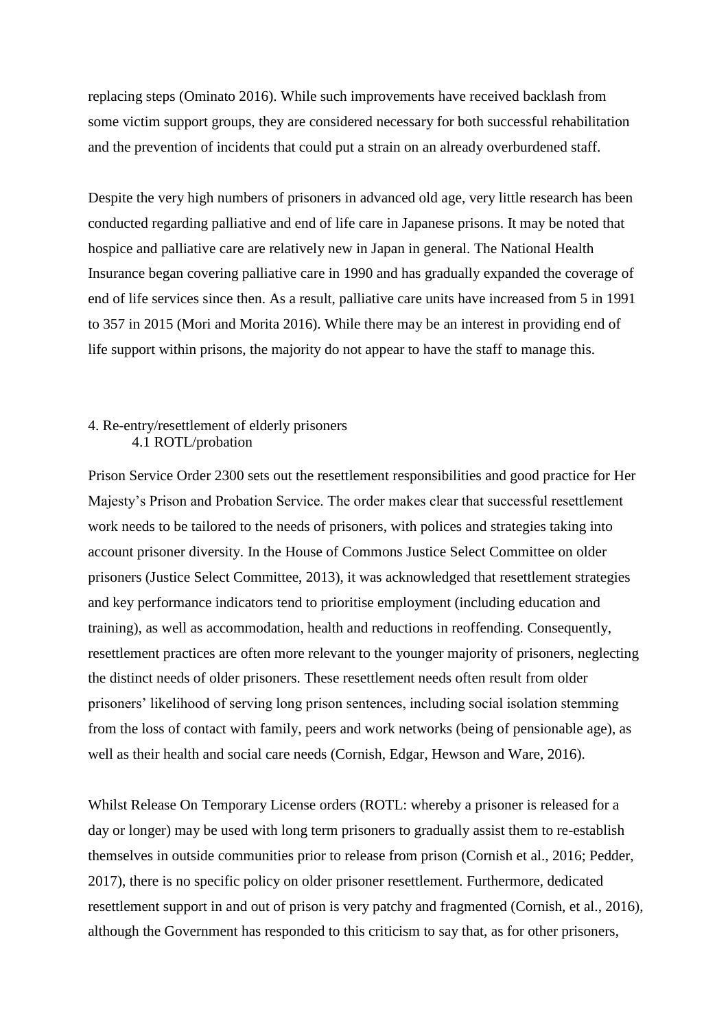replacing steps (Ominato 2016). While such improvements have received backlash from some victim support groups, they are considered necessary for both successful rehabilitation and the prevention of incidents that could put a strain on an already overburdened staff.

Despite the very high numbers of prisoners in advanced old age, very little research has been conducted regarding palliative and end of life care in Japanese prisons. It may be noted that hospice and palliative care are relatively new in Japan in general. The National Health Insurance began covering palliative care in 1990 and has gradually expanded the coverage of end of life services since then. As a result, palliative care units have increased from 5 in 1991 to 357 in 2015 (Mori and Morita 2016). While there may be an interest in providing end of life support within prisons, the majority do not appear to have the staff to manage this.

## 4. Re-entry/resettlement of elderly prisoners

### 4.1 ROTL/probation

Prison Service Order 2300 sets out the resettlement responsibilities and good practice for Her Majesty's Prison and Probation Service. The order makes clear that successful resettlement work needs to be tailored to the needs of prisoners, with polices and strategies taking into account prisoner diversity. In the House of Commons Justice Select Committee on older prisoners (Justice Select Committee, 2013), it was acknowledged that resettlement strategies and key performance indicators tend to prioritise employment (including education and training), as well as accommodation, health and reductions in reoffending. Consequently, resettlement practices are often more relevant to the younger majority of prisoners, neglecting the distinct needs of older prisoners. These resettlement needs often result from older prisoners' likelihood of serving long prison sentences, including social isolation stemming from the loss of contact with family, peers and work networks (being of pensionable age), as well as their health and social care needs (Cornish, Edgar, Hewson and Ware, 2016).

Whilst Release On Temporary License orders (ROTL: whereby a prisoner is released for a day or longer) may be used with long term prisoners to gradually assist them to re-establish themselves in outside communities prior to release from prison (Cornish et al., 2016; Pedder, 2017), there is no specific policy on older prisoner resettlement. Furthermore, dedicated resettlement support in and out of prison is very patchy and fragmented (Cornish, et al., 2016), although the Government has responded to this criticism to say that, as for other prisoners,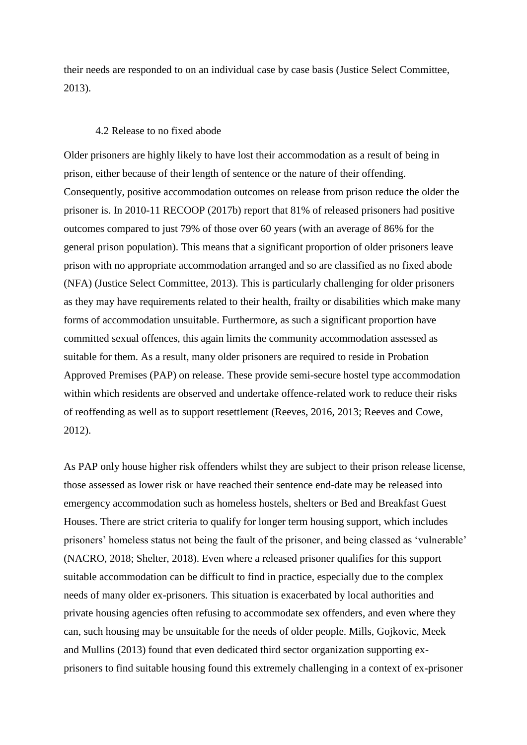their needs are responded to on an individual case by case basis (Justice Select Committee, 2013).

### 4.2 Release to no fixed abode

Older prisoners are highly likely to have lost their accommodation as a result of being in prison, either because of their length of sentence or the nature of their offending. Consequently, positive accommodation outcomes on release from prison reduce the older the prisoner is. In 2010-11 RECOOP (2017b) report that 81% of released prisoners had positive outcomes compared to just 79% of those over 60 years (with an average of 86% for the general prison population). This means that a significant proportion of older prisoners leave prison with no appropriate accommodation arranged and so are classified as no fixed abode (NFA) (Justice Select Committee, 2013). This is particularly challenging for older prisoners as they may have requirements related to their health, frailty or disabilities which make many forms of accommodation unsuitable. Furthermore, as such a significant proportion have committed sexual offences, this again limits the community accommodation assessed as suitable for them. As a result, many older prisoners are required to reside in Probation Approved Premises (PAP) on release. These provide semi-secure hostel type accommodation within which residents are observed and undertake offence-related work to reduce their risks of reoffending as well as to support resettlement (Reeves, 2016, 2013; Reeves and Cowe, 2012).

As PAP only house higher risk offenders whilst they are subject to their prison release license, those assessed as lower risk or have reached their sentence end-date may be released into emergency accommodation such as homeless hostels, shelters or Bed and Breakfast Guest Houses. There are strict criteria to qualify for longer term housing support, which includes prisoners' homeless status not being the fault of the prisoner, and being classed as 'vulnerable' (NACRO, 2018; Shelter, 2018). Even where a released prisoner qualifies for this support suitable accommodation can be difficult to find in practice, especially due to the complex needs of many older ex-prisoners. This situation is exacerbated by local authorities and private housing agencies often refusing to accommodate sex offenders, and even where they can, such housing may be unsuitable for the needs of older people. Mills, Gojkovic, Meek and Mullins (2013) found that even dedicated third sector organization supporting ex-prisoners to find suitable housing found this extremely challenging in a context of ex-prisoner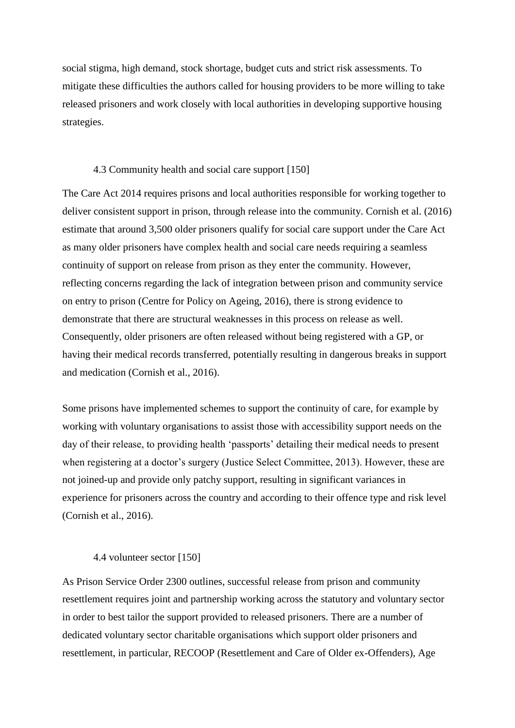social stigma, high demand, stock shortage, budget cuts and strict risk assessments. To mitigate these difficulties the authors called for housing providers to be more willing to take released prisoners and work closely with local authorities in developing supportive housing strategies.

### 4.3 Community health and social care support [150]

The Care Act 2014 requires prisons and local authorities responsible for working together to deliver consistent support in prison, through release into the community. Cornish et al. (2016) estimate that around 3,500 older prisoners qualify for social care support under the Care Act as many older prisoners have complex health and social care needs requiring a seamless continuity of support on release from prison as they enter the community. However, reflecting concerns regarding the lack of integration between prison and community service on entry to prison (Centre for Policy on Ageing, 2016), there is strong evidence to demonstrate that there are structural weaknesses in this process on release as well. Consequently, older prisoners are often released without being registered with a GP, or having their medical records transferred, potentially resulting in dangerous breaks in support and medication (Cornish et al., 2016).

Some prisons have implemented schemes to support the continuity of care, for example by working with voluntary organisations to assist those with accessibility support needs on the day of their release, to providing health 'passports' detailing their medical needs to present when registering at a doctor's surgery (Justice Select Committee, 2013). However, these are not joined-up and provide only patchy support, resulting in significant variances in experience for prisoners across the country and according to their offence type and risk level (Cornish et al., 2016).

### 4.4 volunteer sector [150]

As Prison Service Order 2300 outlines, successful release from prison and community resettlement requires joint and partnership working across the statutory and voluntary sector in order to best tailor the support provided to released prisoners. There are a number of dedicated voluntary sector charitable organisations which support older prisoners and resettlement, in particular, RECOOP (Resettlement and Care of Older ex-Offenders), Age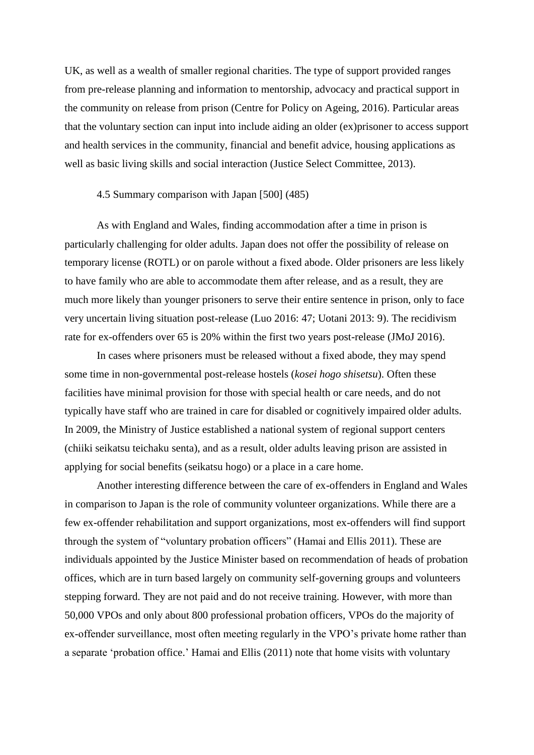UK, as well as a wealth of smaller regional charities. The type of support provided ranges from pre-release planning and information to mentorship, advocacy and practical support in the community on release from prison (Centre for Policy on Ageing, 2016). Particular areas that the voluntary section can input into include aiding an older (ex)prisoner to access support and health services in the community, financial and benefit advice, housing applications as well as basic living skills and social interaction (Justice Select Committee, 2013).

### 4.5 Summary comparison with Japan [500] (485)

As with England and Wales, finding accommodation after a time in prison is particularly challenging for older adults. Japan does not offer the possibility of release on temporary license (ROTL) or on parole without a fixed abode. Older prisoners are less likely to have family who are able to accommodate them after release, and as a result, they are much more likely than younger prisoners to serve their entire sentence in prison, only to face very uncertain living situation post-release (Luo 2016: 47; Uotani 2013: 9). The recidivism rate for ex-offenders over 65 is 20% within the first two years post-release (JMoJ 2016).

In cases where prisoners must be released without a fixed abode, they may spend some time in non-governmental post-release hostels (*kosei hogo shisetsu*). Often these facilities have minimal provision for those with special health or care needs, and do not typically have staff who are trained in care for disabled or cognitively impaired older adults. In 2009, the Ministry of Justice established a national system of regional support centers (chiiki seikatsu teichaku senta), and as a result, older adults leaving prison are assisted in applying for social benefits (seikatsu hogo) or a place in a care home.

Another interesting difference between the care of ex-offenders in England and Wales in comparison to Japan is the role of community volunteer organizations. While there are a few ex-offender rehabilitation and support organizations, most ex-offenders will find support through the system of "voluntary probation officers" (Hamai and Ellis 2011). These are individuals appointed by the Justice Minister based on recommendation of heads of probation offices, which are in turn based largely on community self-governing groups and volunteers stepping forward. They are not paid and do not receive training. However, with more than 50,000 VPOs and only about 800 professional probation officers, VPOs do the majority of ex-offender surveillance, most often meeting regularly in the VPO's private home rather than a separate 'probation office.' Hamai and Ellis (2011) note that home visits with voluntary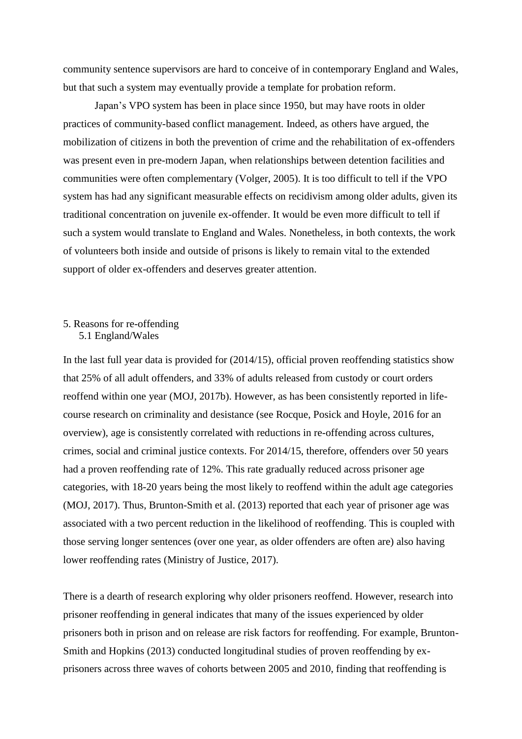community sentence supervisors are hard to conceive of in contemporary England and Wales, but that such a system may eventually provide a template for probation reform.

Japan's VPO system has been in place since 1950, but may have roots in older practices of community-based conflict management. Indeed, as others have argued, the mobilization of citizens in both the prevention of crime and the rehabilitation of ex-offenders was present even in pre-modern Japan, when relationships between detention facilities and communities were often complementary (Volger, 2005). It is too difficult to tell if the VPO system has had any significant measurable effects on recidivism among older adults, given its traditional concentration on juvenile ex-offender. It would be even more difficult to tell if such a system would translate to England and Wales. Nonetheless, in both contexts, the work of volunteers both inside and outside of prisons is likely to remain vital to the extended support of older ex-offenders and deserves greater attention.

## 5. Reasons for re-offending

### 5.1 England/Wales

In the last full year data is provided for (2014/15), official proven reoffending statistics show that 25% of all adult offenders, and 33% of adults released from custody or court orders reoffend within one year (MOJ, 2017b). However, as has been consistently reported in life-course research on criminality and desistance (see Rocque, Posick and Hoyle, 2016 for an overview), age is consistently correlated with reductions in re-offending across cultures, crimes, social and criminal justice contexts. For 2014/15, therefore, offenders over 50 years had a proven reoffending rate of 12%. This rate gradually reduced across prisoner age categories, with 18-20 years being the most likely to reoffend within the adult age categories (MOJ, 2017). Thus, Brunton-Smith et al. (2013) reported that each year of prisoner age was associated with a two percent reduction in the likelihood of reoffending. This is coupled with those serving longer sentences (over one year, as older offenders are often are) also having lower reoffending rates (Ministry of Justice, 2017).

There is a dearth of research exploring why older prisoners reoffend. However, research into prisoner reoffending in general indicates that many of the issues experienced by older prisoners both in prison and on release are risk factors for reoffending. For example, Brunton-Smith and Hopkins (2013) conducted longitudinal studies of proven reoffending by ex-prisoners across three waves of cohorts between 2005 and 2010, finding that reoffending is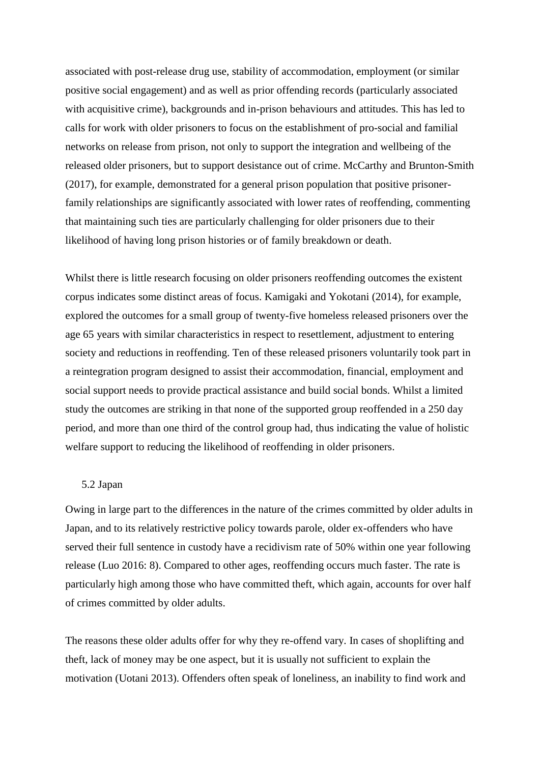associated with post-release drug use, stability of accommodation, employment (or similar positive social engagement) and as well as prior offending records (particularly associated with acquisitive crime), backgrounds and in-prison behaviours and attitudes. This has led to calls for work with older prisoners to focus on the establishment of pro-social and familial networks on release from prison, not only to support the integration and wellbeing of the released older prisoners, but to support desistance out of crime. McCarthy and Brunton-Smith (2017), for example, demonstrated for a general prison population that positive prisoner-family relationships are significantly associated with lower rates of reoffending, commenting that maintaining such ties are particularly challenging for older prisoners due to their likelihood of having long prison histories or of family breakdown or death.

Whilst there is little research focusing on older prisoners reoffending outcomes the existent corpus indicates some distinct areas of focus. Kamigaki and Yokotani (2014), for example, explored the outcomes for a small group of twenty-five homeless released prisoners over the age 65 years with similar characteristics in respect to resettlement, adjustment to entering society and reductions in reoffending. Ten of these released prisoners voluntarily took part in a reintegration program designed to assist their accommodation, financial, employment and social support needs to provide practical assistance and build social bonds. Whilst a limited study the outcomes are striking in that none of the supported group reoffended in a 250 day period, and more than one third of the control group had, thus indicating the value of holistic welfare support to reducing the likelihood of reoffending in older prisoners.

## 5.2 Japan

Owing in large part to the differences in the nature of the crimes committed by older adults in Japan, and to its relatively restrictive policy towards parole, older ex-offenders who have served their full sentence in custody have a recidivism rate of 50% within one year following release (Luo 2016: 8). Compared to other ages, reoffending occurs much faster. The rate is particularly high among those who have committed theft, which again, accounts for over half of crimes committed by older adults.

The reasons these older adults offer for why they re-offend vary. In cases of shoplifting and theft, lack of money may be one aspect, but it is usually not sufficient to explain the motivation (Uotani 2013). Offenders often speak of loneliness, an inability to find work and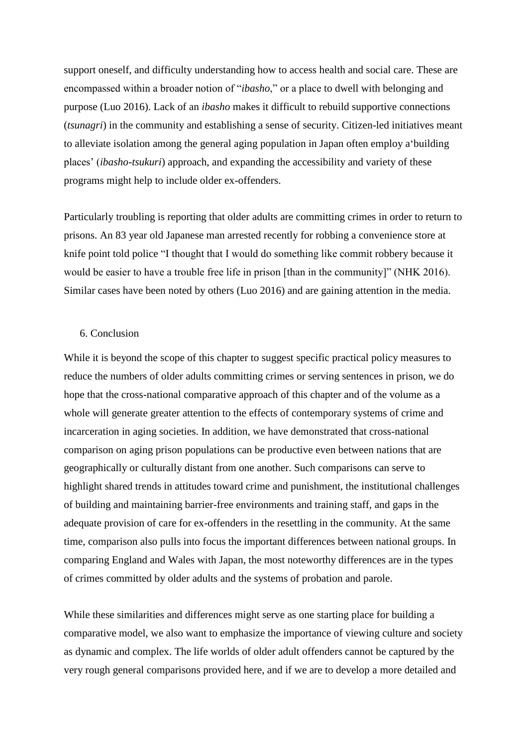support oneself, and difficulty understanding how to access health and social care. These are encompassed within a broader notion of "*ibasho*," or a place to dwell with belonging and purpose (Luo 2016). Lack of an *ibasho* makes it difficult to rebuild supportive connections (*tsunagri*) in the community and establishing a sense of security. Citizen-led initiatives meant to alleviate isolation among the general aging population in Japan often employ a'building places' (*ibasho-tsukuri*) approach, and expanding the accessibility and variety of these programs might help to include older ex-offenders.

Particularly troubling is reporting that older adults are committing crimes in order to return to prisons. An 83 year old Japanese man arrested recently for robbing a convenience store at knife point told police "I thought that I would do something like commit robbery because it would be easier to have a trouble free life in prison [than in the community]" (NHK 2016). Similar cases have been noted by others (Luo 2016) and are gaining attention in the media.

## 6. Conclusion

While it is beyond the scope of this chapter to suggest specific practical policy measures to reduce the numbers of older adults committing crimes or serving sentences in prison, we do hope that the cross-national comparative approach of this chapter and of the volume as a whole will generate greater attention to the effects of contemporary systems of crime and incarceration in aging societies. In addition, we have demonstrated that cross-national comparison on aging prison populations can be productive even between nations that are geographically or culturally distant from one another. Such comparisons can serve to highlight shared trends in attitudes toward crime and punishment, the institutional challenges of building and maintaining barrier-free environments and training staff, and gaps in the adequate provision of care for ex-offenders in the resettling in the community. At the same time, comparison also pulls into focus the important differences between national groups. In comparing England and Wales with Japan, the most noteworthy differences are in the types of crimes committed by older adults and the systems of probation and parole.

While these similarities and differences might serve as one starting place for building a comparative model, we also want to emphasize the importance of viewing culture and society as dynamic and complex. The life worlds of older adult offenders cannot be captured by the very rough general comparisons provided here, and if we are to develop a more detailed and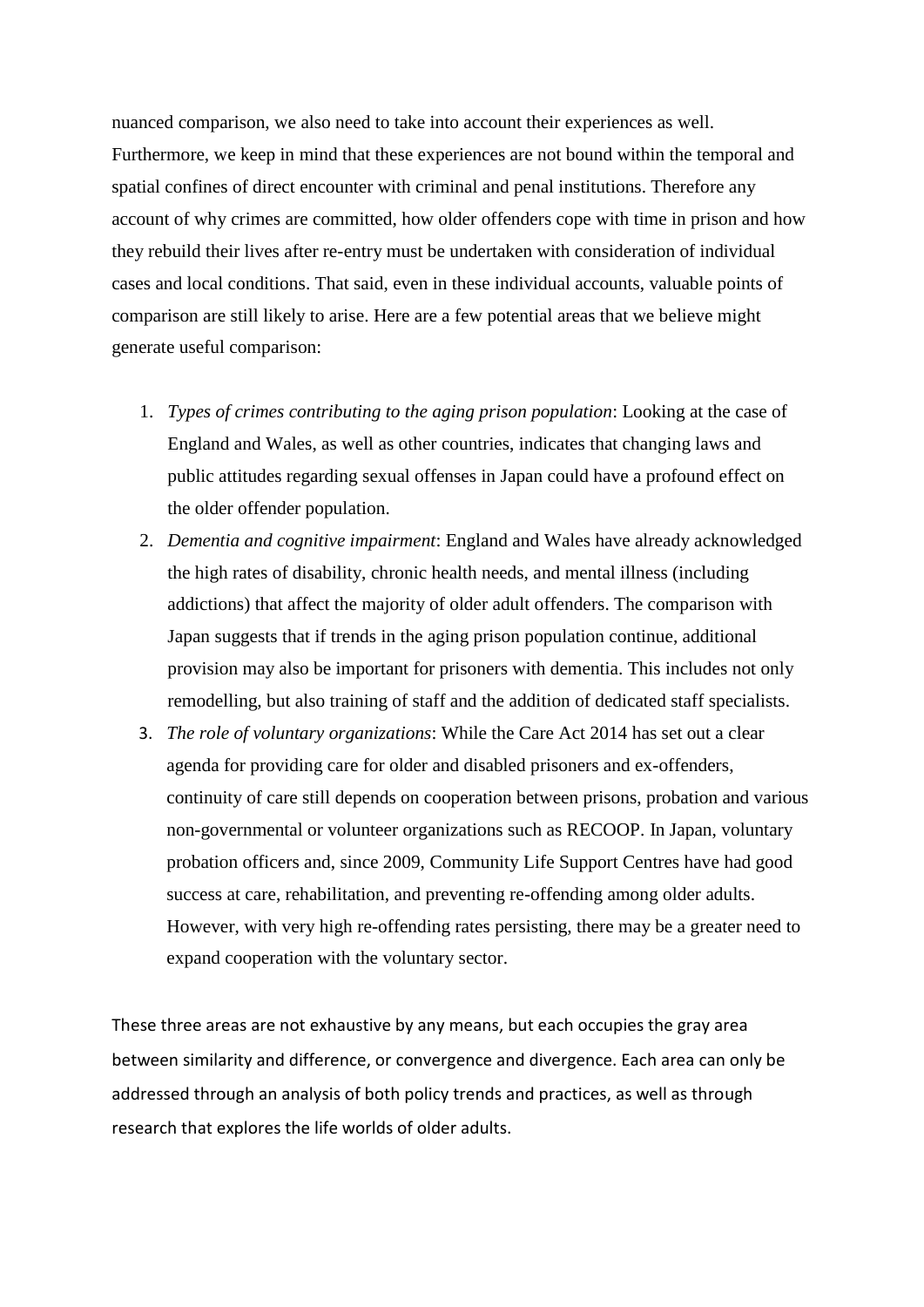nuanced comparison, we also need to take into account their experiences as well. Furthermore, we keep in mind that these experiences are not bound within the temporal and spatial confines of direct encounter with criminal and penal institutions. Therefore any account of why crimes are committed, how older offenders cope with time in prison and how they rebuild their lives after re-entry must be undertaken with consideration of individual cases and local conditions. That said, even in these individual accounts, valuable points of comparison are still likely to arise. Here are a few potential areas that we believe might generate useful comparison:

1. *Types of crimes contributing to the aging prison population*: Looking at the case of England and Wales, as well as other countries, indicates that changing laws and public attitudes regarding sexual offenses in Japan could have a profound effect on the older offender population.
2. *Dementia and cognitive impairment*: England and Wales have already acknowledged the high rates of disability, chronic health needs, and mental illness (including addictions) that affect the majority of older adult offenders. The comparison with Japan suggests that if trends in the aging prison population continue, additional provision may also be important for prisoners with dementia. This includes not only remodelling, but also training of staff and the addition of dedicated staff specialists.
3. *The role of voluntary organizations*: While the Care Act 2014 has set out a clear agenda for providing care for older and disabled prisoners and ex-offenders, continuity of care still depends on cooperation between prisons, probation and various non-governmental or volunteer organizations such as RECOOP. In Japan, voluntary probation officers and, since 2009, Community Life Support Centres have had good success at care, rehabilitation, and preventing re-offending among older adults. However, with very high re-offending rates persisting, there may be a greater need to expand cooperation with the voluntary sector.

These three areas are not exhaustive by any means, but each occupies the gray area between similarity and difference, or convergence and divergence. Each area can only be addressed through an analysis of both policy trends and practices, as well as through research that explores the life worlds of older adults.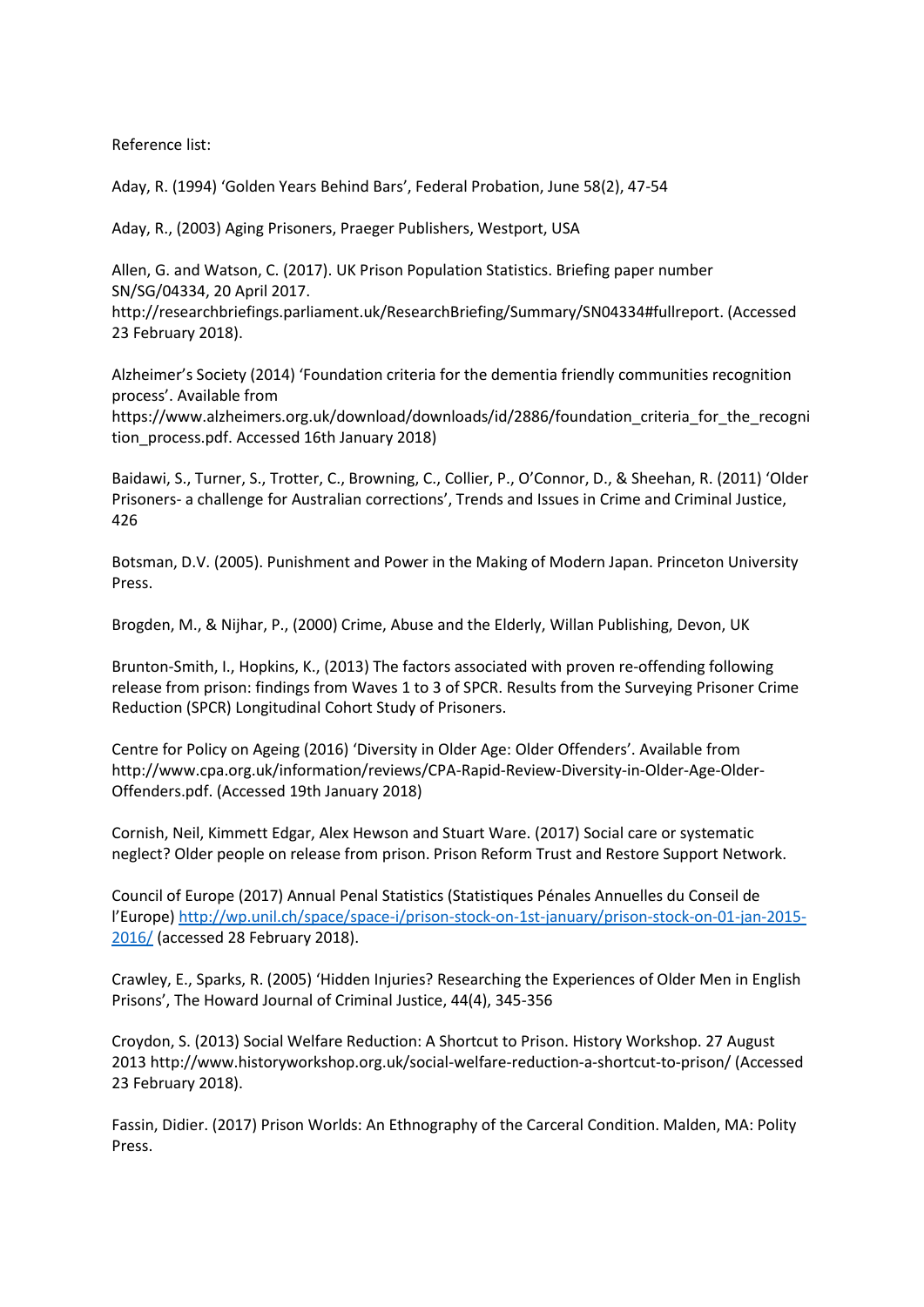Reference list:

Aday, R. (1994) 'Golden Years Behind Bars', Federal Probation, June 58(2), 47-54

Aday, R., (2003) Aging Prisoners, Praeger Publishers, Westport, USA

Allen, G. and Watson, C. (2017). UK Prison Population Statistics. Briefing paper number SN/SG/04334, 20 April 2017. http://researchbriefings.parliament.uk/ResearchBriefing/Summary/SN04334#fullreport. (Accessed 23 February 2018).

Alzheimer's Society (2014) 'Foundation criteria for the dementia friendly communities recognition process'. Available from https://www.alzheimers.org.uk/download/downloads/id/2886/foundation_criteria_for_the_recognition_process.pdf. Accessed 16th January 2018)

Baidawi, S., Turner, S., Trotter, C., Browning, C., Collier, P., O'Connor, D., & Sheehan, R. (2011) 'Older Prisoners- a challenge for Australian corrections', Trends and Issues in Crime and Criminal Justice, 426

Botsman, D.V. (2005). Punishment and Power in the Making of Modern Japan. Princeton University Press.

Brogden, M., & Nijhar, P., (2000) Crime, Abuse and the Elderly, Willan Publishing, Devon, UK

Brunton-Smith, I., Hopkins, K., (2013) The factors associated with proven re-offending following release from prison: findings from Waves 1 to 3 of SPCR. Results from the Surveying Prisoner Crime Reduction (SPCR) Longitudinal Cohort Study of Prisoners.

Centre for Policy on Ageing (2016) 'Diversity in Older Age: Older Offenders'. Available from http://www.cpa.org.uk/information/reviews/CPA-Rapid-Review-Diversity-in-Older-Age-Older-Offenders.pdf. (Accessed 19th January 2018)

Cornish, Neil, Kimmett Edgar, Alex Hewson and Stuart Ware. (2017) Social care or systematic neglect? Older people on release from prison. Prison Reform Trust and Restore Support Network.

Council of Europe (2017) Annual Penal Statistics (Statistiques Pénales Annuelles du Conseil de l'Europe) http://wp.unil.ch/space/space-i/prison-stock-on-1st-january/prison-stock-on-01-jan-2015-2016/ (accessed 28 February 2018).

Crawley, E., Sparks, R. (2005) 'Hidden Injuries? Researching the Experiences of Older Men in English Prisons', The Howard Journal of Criminal Justice, 44(4), 345-356

Croydon, S. (2013) Social Welfare Reduction: A Shortcut to Prison. History Workshop. 27 August 2013 http://www.historyworkshop.org.uk/social-welfare-reduction-a-shortcut-to-prison/ (Accessed 23 February 2018).

Fassin, Didier. (2017) Prison Worlds: An Ethnography of the Carceral Condition. Malden, MA: Polity Press.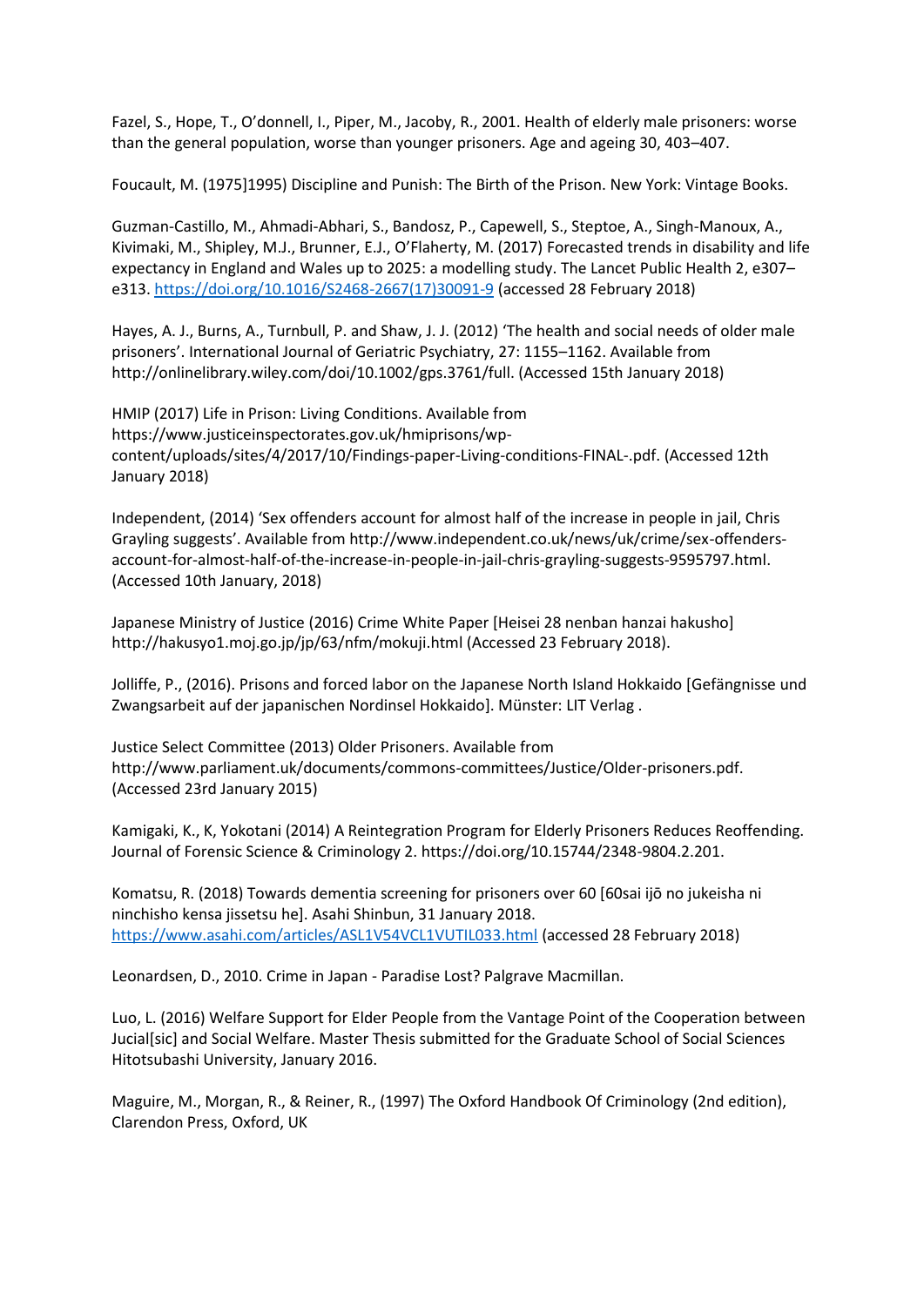Fazel, S., Hope, T., O'donnell, I., Piper, M., Jacoby, R., 2001. Health of elderly male prisoners: worse than the general population, worse than younger prisoners. Age and ageing 30, 403–407.

Foucault, M. (1975]1995) Discipline and Punish: The Birth of the Prison. New York: Vintage Books.

Guzman-Castillo, M., Ahmadi-Abhari, S., Bandosz, P., Capewell, S., Steptoe, A., Singh-Manoux, A., Kivimaki, M., Shipley, M.J., Brunner, E.J., O'Flaherty, M. (2017) Forecasted trends in disability and life expectancy in England and Wales up to 2025: a modelling study. The Lancet Public Health 2, e307–e313. https://doi.org/10.1016/S2468-2667(17)30091-9 (accessed 28 February 2018)

Hayes, A. J., Burns, A., Turnbull, P. and Shaw, J. J. (2012) 'The health and social needs of older male prisoners'. International Journal of Geriatric Psychiatry, 27: 1155–1162. Available from http://onlinelibrary.wiley.com/doi/10.1002/gps.3761/full. (Accessed 15th January 2018)

HMIP (2017) Life in Prison: Living Conditions. Available from https://www.justiceinspectorates.gov.uk/hmiprisons/wp-content/uploads/sites/4/2017/10/Findings-paper-Living-conditions-FINAL-.pdf. (Accessed 12th January 2018)

Independent, (2014) 'Sex offenders account for almost half of the increase in people in jail, Chris Grayling suggests'. Available from http://www.independent.co.uk/news/uk/crime/sex-offenders-account-for-almost-half-of-the-increase-in-people-in-jail-chris-grayling-suggests-9595797.html. (Accessed 10th January, 2018)

Japanese Ministry of Justice (2016) Crime White Paper [Heisei 28 nenban hanzai hakusho] http://hakusyo1.moj.go.jp/jp/63/nfm/mokuji.html (Accessed 23 February 2018).

Jolliffe, P., (2016). Prisons and forced labor on the Japanese North Island Hokkaido [Gefängnisse und Zwangsarbeit auf der japanischen Nordinsel Hokkaido]. Münster: LIT Verlag .

Justice Select Committee (2013) Older Prisoners. Available from http://www.parliament.uk/documents/commons-committees/Justice/Older-prisoners.pdf. (Accessed 23rd January 2015)

Kamigaki, K., K, Yokotani (2014) A Reintegration Program for Elderly Prisoners Reduces Reoffending. Journal of Forensic Science & Criminology 2. https://doi.org/10.15744/2348-9804.2.201.

Komatsu, R. (2018) Towards dementia screening for prisoners over 60 [60sai ijō no jukeisha ni ninchisho kensa jissetsu he]. Asahi Shinbun, 31 January 2018. https://www.asahi.com/articles/ASL1V54VCL1VUTIL033.html (accessed 28 February 2018)

Leonardsen, D., 2010. Crime in Japan - Paradise Lost? Palgrave Macmillan.

Luo, L. (2016) Welfare Support for Elder People from the Vantage Point of the Cooperation between Jucial[sic] and Social Welfare. Master Thesis submitted for the Graduate School of Social Sciences Hitotsubashi University, January 2016.

Maguire, M., Morgan, R., & Reiner, R., (1997) The Oxford Handbook Of Criminology (2nd edition), Clarendon Press, Oxford, UK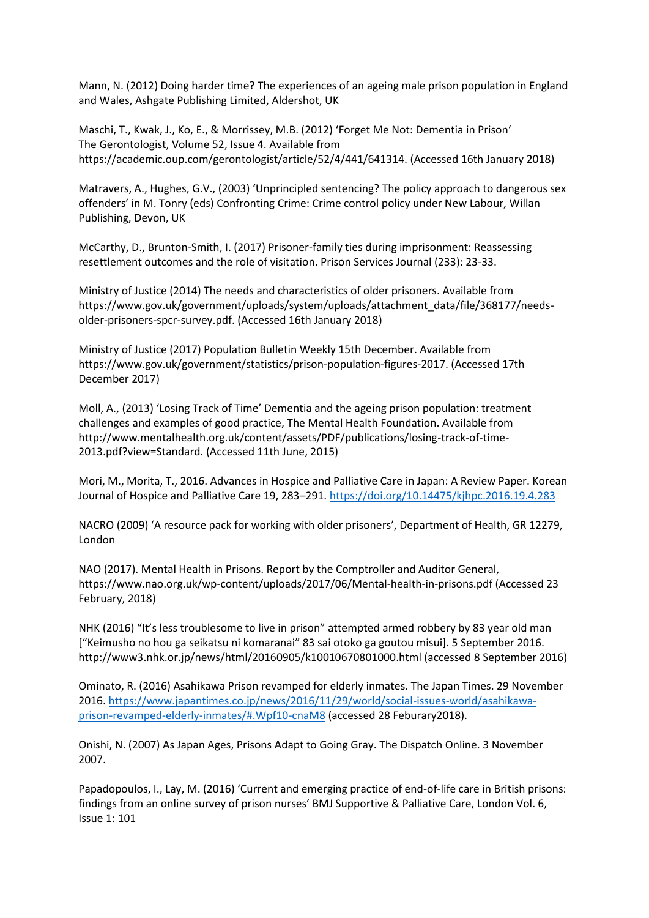Mann, N. (2012) Doing harder time? The experiences of an ageing male prison population in England and Wales, Ashgate Publishing Limited, Aldershot, UK

Maschi, T., Kwak, J., Ko, E., & Morrissey, M.B. (2012) 'Forget Me Not: Dementia in Prison' The Gerontologist, Volume 52, Issue 4. Available from https://academic.oup.com/gerontologist/article/52/4/441/641314. (Accessed 16th January 2018)

Matravers, A., Hughes, G.V., (2003) 'Unprincipled sentencing? The policy approach to dangerous sex offenders' in M. Tonry (eds) Confronting Crime: Crime control policy under New Labour, Willan Publishing, Devon, UK

McCarthy, D., Brunton-Smith, I. (2017) Prisoner-family ties during imprisonment: Reassessing resettlement outcomes and the role of visitation. Prison Services Journal (233): 23-33.

Ministry of Justice (2014) The needs and characteristics of older prisoners. Available from https://www.gov.uk/government/uploads/system/uploads/attachment_data/file/368177/needs-older-prisoners-spcr-survey.pdf. (Accessed 16th January 2018)

Ministry of Justice (2017) Population Bulletin Weekly 15th December. Available from https://www.gov.uk/government/statistics/prison-population-figures-2017. (Accessed 17th December 2017)

Moll, A., (2013) 'Losing Track of Time' Dementia and the ageing prison population: treatment challenges and examples of good practice, The Mental Health Foundation. Available from http://www.mentalhealth.org.uk/content/assets/PDF/publications/losing-track-of-time-2013.pdf?view=Standard. (Accessed 11th June, 2015)

Mori, M., Morita, T., 2016. Advances in Hospice and Palliative Care in Japan: A Review Paper. Korean Journal of Hospice and Palliative Care 19, 283–291. https://doi.org/10.14475/kjhpc.2016.19.4.283

NACRO (2009) 'A resource pack for working with older prisoners', Department of Health, GR 12279, London

NAO (2017). Mental Health in Prisons. Report by the Comptroller and Auditor General, https://www.nao.org.uk/wp-content/uploads/2017/06/Mental-health-in-prisons.pdf (Accessed 23 February, 2018)

NHK (2016) "It's less troublesome to live in prison" attempted armed robbery by 83 year old man ["Keimusho no hou ga seikatsu ni komaranai" 83 sai otoko ga goutou misui]. 5 September 2016. http://www3.nhk.or.jp/news/html/20160905/k10010670801000.html (accessed 8 September 2016)

Ominato, R. (2016) Asahikawa Prison revamped for elderly inmates. The Japan Times. 29 November 2016. https://www.japantimes.co.jp/news/2016/11/29/world/social-issues-world/asahikawa-prison-revamped-elderly-inmates/#.Wpf10-cnaM8 (accessed 28 Feburary2018).

Onishi, N. (2007) As Japan Ages, Prisons Adapt to Going Gray. The Dispatch Online. 3 November 2007.

Papadopoulos, I., Lay, M. (2016) 'Current and emerging practice of end-of-life care in British prisons: findings from an online survey of prison nurses' BMJ Supportive & Palliative Care, London Vol. 6, Issue 1: 101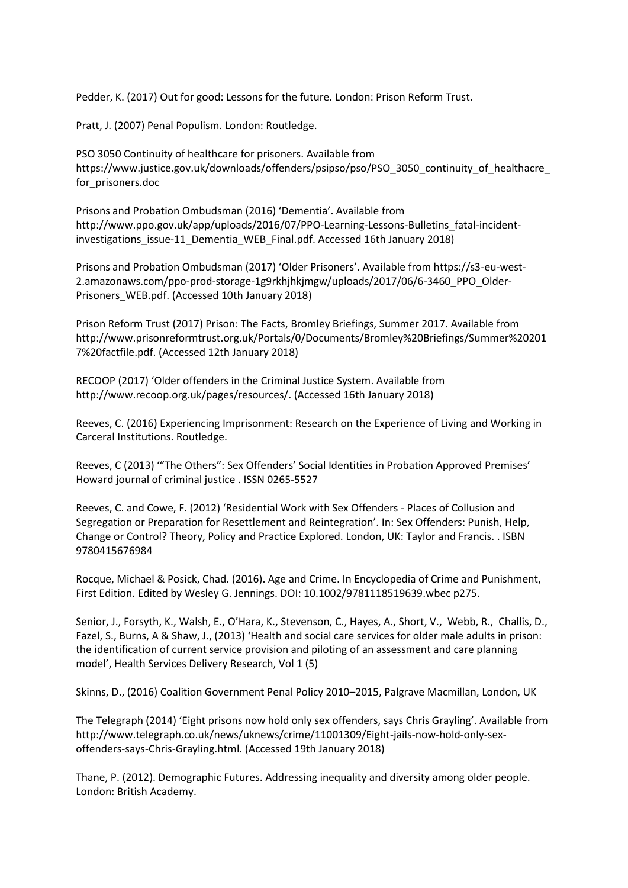Pedder, K. (2017) Out for good: Lessons for the future. London: Prison Reform Trust.

Pratt, J. (2007) Penal Populism. London: Routledge.

PSO 3050 Continuity of healthcare for prisoners. Available from https://www.justice.gov.uk/downloads/offenders/psipso/pso/PSO_3050_continuity_of_healthacre_for_prisoners.doc

Prisons and Probation Ombudsman (2016) 'Dementia'. Available from http://www.ppo.gov.uk/app/uploads/2016/07/PPO-Learning-Lessons-Bulletins_fatal-incident-investigations_issue-11_Dementia_WEB_Final.pdf. Accessed 16th January 2018)

Prisons and Probation Ombudsman (2017) 'Older Prisoners'. Available from https://s3-eu-west-2.amazonaws.com/ppo-prod-storage-1g9rkhjhkjmgw/uploads/2017/06/6-3460_PPO_Older-Prisoners_WEB.pdf. (Accessed 10th January 2018)

Prison Reform Trust (2017) Prison: The Facts, Bromley Briefings, Summer 2017. Available from http://www.prisonreformtrust.org.uk/Portals/0/Documents/Bromley%20Briefings/Summer%202017%20factfile.pdf. (Accessed 12th January 2018)

RECOOP (2017) 'Older offenders in the Criminal Justice System. Available from http://www.recoop.org.uk/pages/resources/. (Accessed 16th January 2018)

Reeves, C. (2016) Experiencing Imprisonment: Research on the Experience of Living and Working in Carceral Institutions. Routledge.

Reeves, C (2013) '"The Others": Sex Offenders' Social Identities in Probation Approved Premises' Howard journal of criminal justice . ISSN 0265-5527

Reeves, C. and Cowe, F. (2012) 'Residential Work with Sex Offenders - Places of Collusion and Segregation or Preparation for Resettlement and Reintegration'. In: Sex Offenders: Punish, Help, Change or Control? Theory, Policy and Practice Explored. London, UK: Taylor and Francis. . ISBN 9780415676984

Rocque, Michael & Posick, Chad. (2016). Age and Crime. In Encyclopedia of Crime and Punishment, First Edition. Edited by Wesley G. Jennings. DOI: 10.1002/9781118519639.wbec p275.

Senior, J., Forsyth, K., Walsh, E., O'Hara, K., Stevenson, C., Hayes, A., Short, V., Webb, R., Challis, D., Fazel, S., Burns, A & Shaw, J., (2013) 'Health and social care services for older male adults in prison: the identification of current service provision and piloting of an assessment and care planning model', Health Services Delivery Research, Vol 1 (5)

Skinns, D., (2016) Coalition Government Penal Policy 2010–2015, Palgrave Macmillan, London, UK

The Telegraph (2014) 'Eight prisons now hold only sex offenders, says Chris Grayling'. Available from http://www.telegraph.co.uk/news/uknews/crime/11001309/Eight-jails-now-hold-only-sex-offenders-says-Chris-Grayling.html. (Accessed 19th January 2018)

Thane, P. (2012). Demographic Futures. Addressing inequality and diversity among older people. London: British Academy.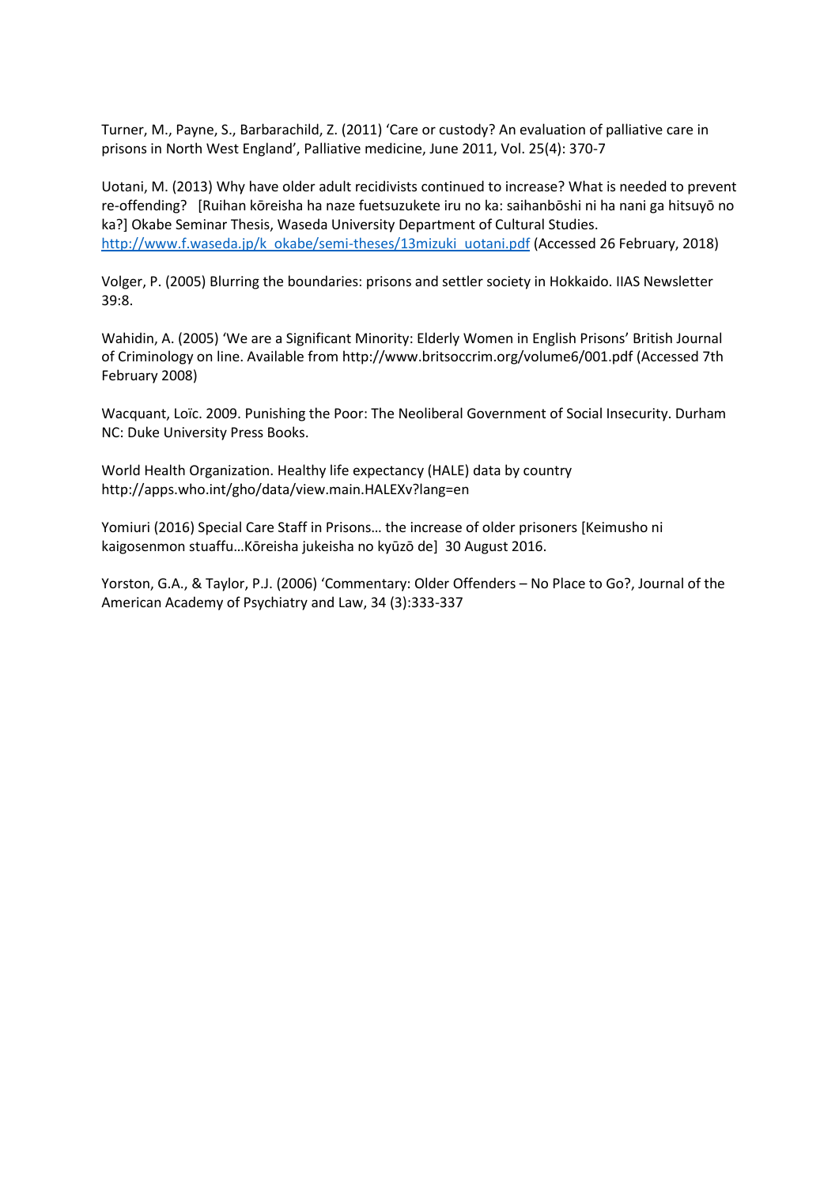Turner, M., Payne, S., Barbarachild, Z. (2011) 'Care or custody? An evaluation of palliative care in prisons in North West England', Palliative medicine, June 2011, Vol. 25(4): 370-7

Uotani, M. (2013) Why have older adult recidivists continued to increase? What is needed to prevent re-offending? [Ruihan kōreisha ha naze fuetsuzukete iru no ka: saihanbōshi ni ha nani ga hitsuyō no ka?] Okabe Seminar Thesis, Waseda University Department of Cultural Studies. http://www.f.waseda.jp/k_okabe/semi-theses/13mizuki_uotani.pdf (Accessed 26 February, 2018)

Volger, P. (2005) Blurring the boundaries: prisons and settler society in Hokkaido. IIAS Newsletter 39:8.

Wahidin, A. (2005) 'We are a Significant Minority: Elderly Women in English Prisons' British Journal of Criminology on line. Available from http://www.britsoccrim.org/volume6/001.pdf (Accessed 7th February 2008)

Wacquant, Loïc. 2009. Punishing the Poor: The Neoliberal Government of Social Insecurity. Durham NC: Duke University Press Books.

World Health Organization. Healthy life expectancy (HALE) data by country http://apps.who.int/gho/data/view.main.HALEXv?lang=en

Yomiuri (2016) Special Care Staff in Prisons… the increase of older prisoners [Keimusho ni kaigosenmon stuaffu…Kōreisha jukeisha no kyūzō de] 30 August 2016.

Yorston, G.A., & Taylor, P.J. (2006) 'Commentary: Older Offenders – No Place to Go?, Journal of the American Academy of Psychiatry and Law, 34 (3):333-337